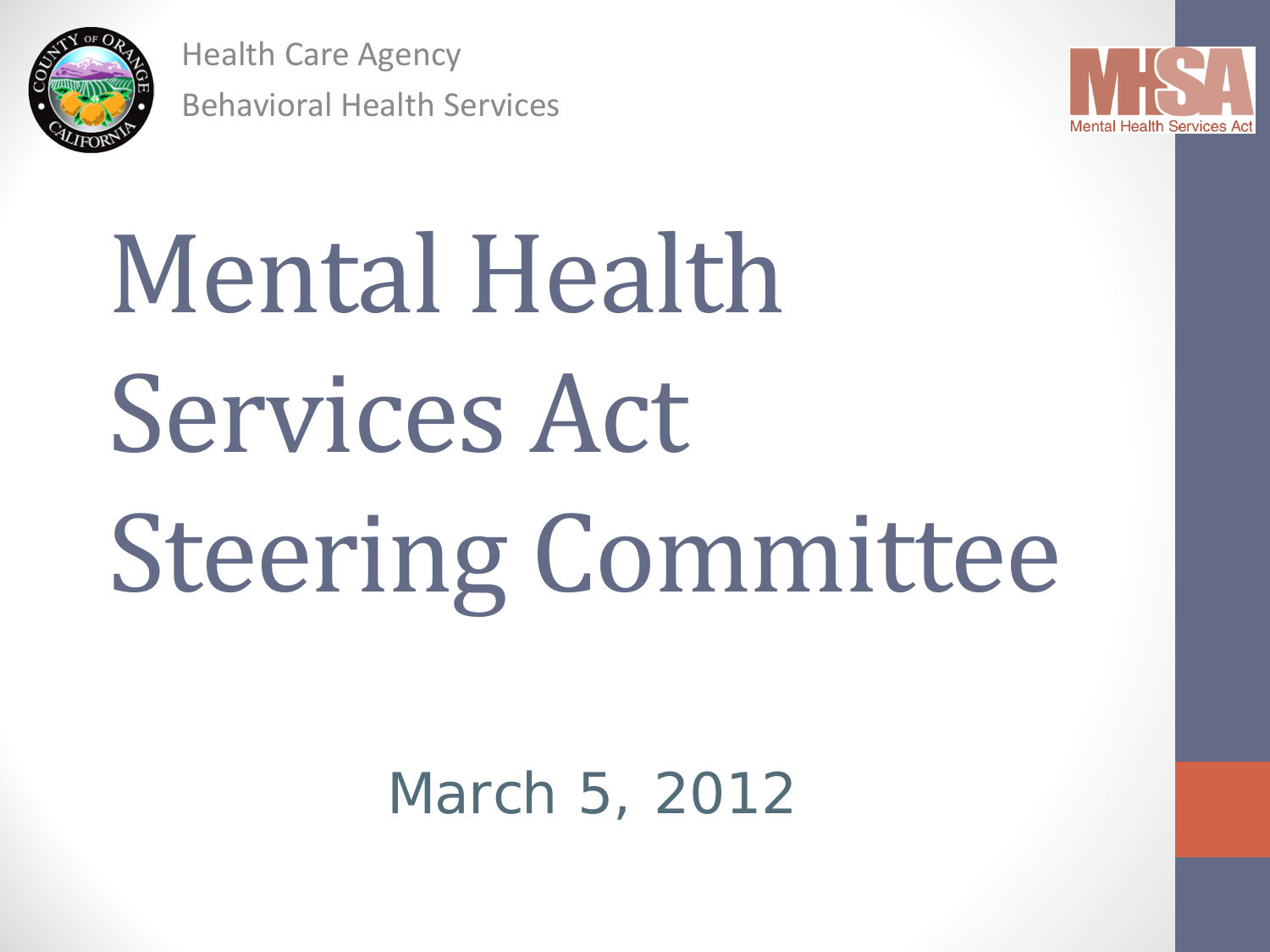Health Care Agency

Behavioral Health Services

MHSA Mental Health Services Act

# Mental Health Services Act Steering Committee

March 5, 2012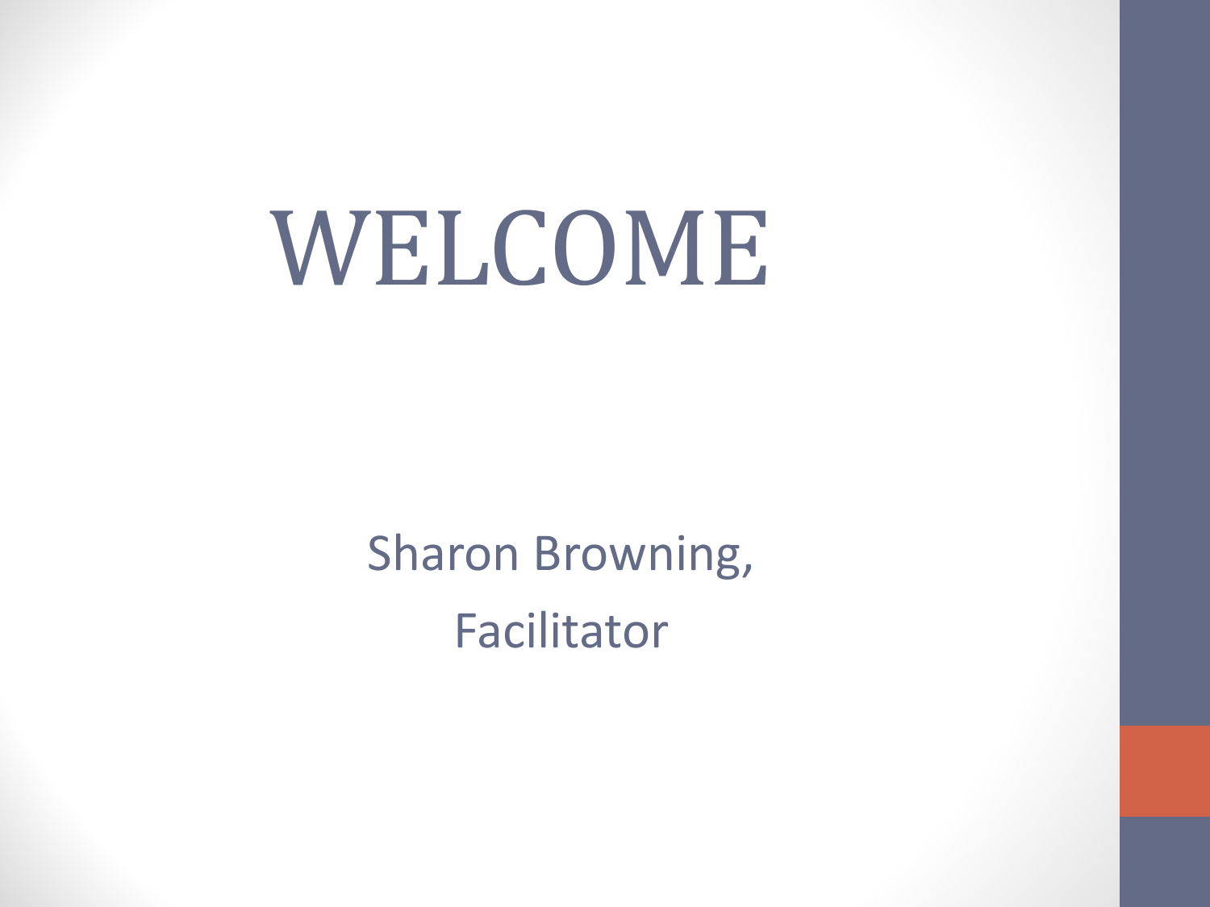# WELCOME

Sharon Browning,

Facilitator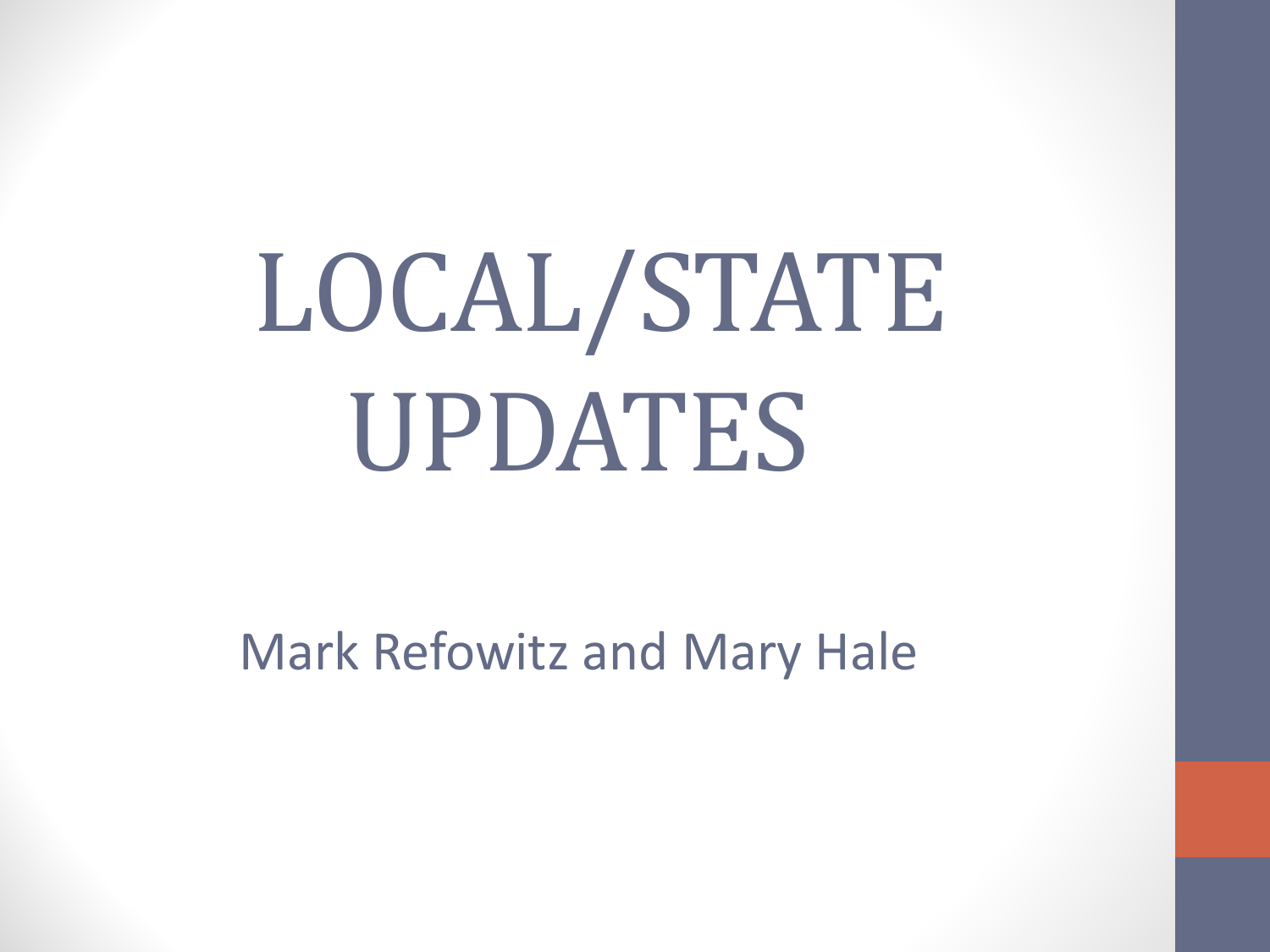# LOCAL/STATE UPDATES

Mark Refowitz and Mary Hale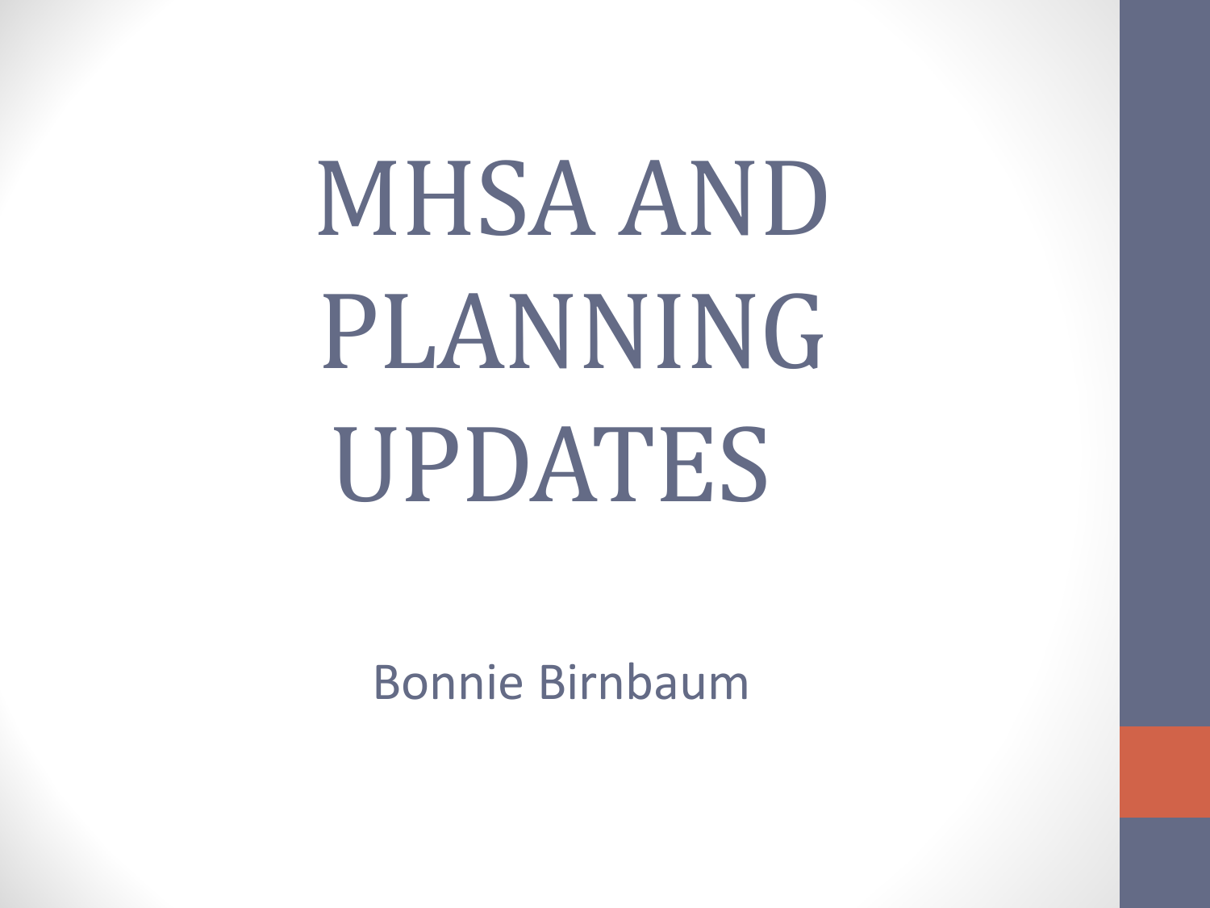# MHSA AND PLANNING UPDATES

Bonnie Birnbaum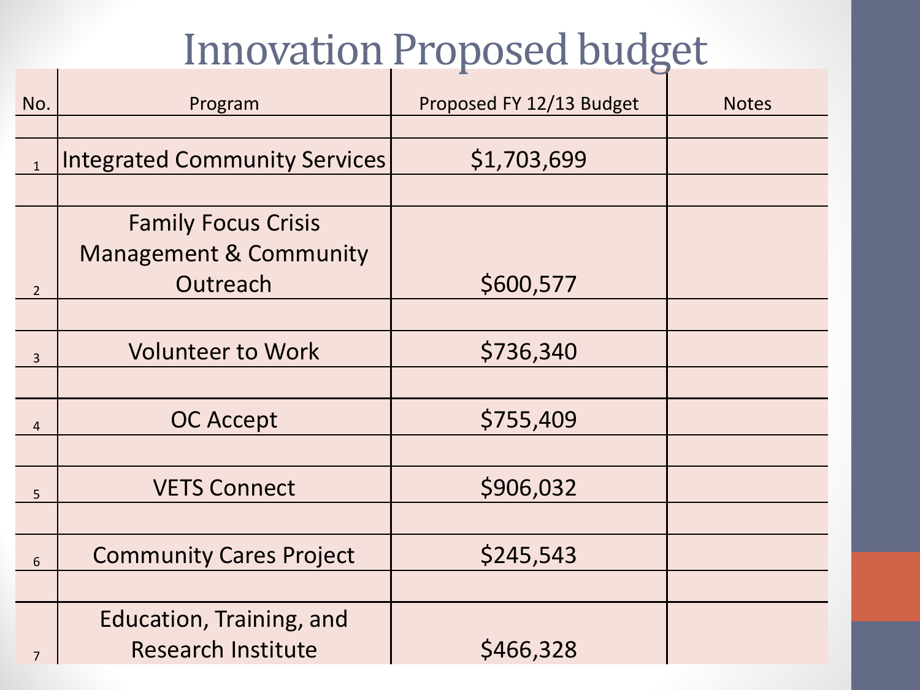# Innovation Proposed budget

| No. | Program | Proposed FY 12/13 Budget | Notes |
|---|---|---|---|
| 1 | Integrated Community Services | $1,703,699 | |
| 2 | Family Focus Crisis Management & Community Outreach | $600,577 | |
| 3 | Volunteer to Work | $736,340 | |
| 4 | OC Accept | $755,409 | |
| 5 | VETS Connect | $906,032 | |
| 6 | Community Cares Project | $245,543 | |
| 7 | Education, Training, and Research Institute | $466,328 | |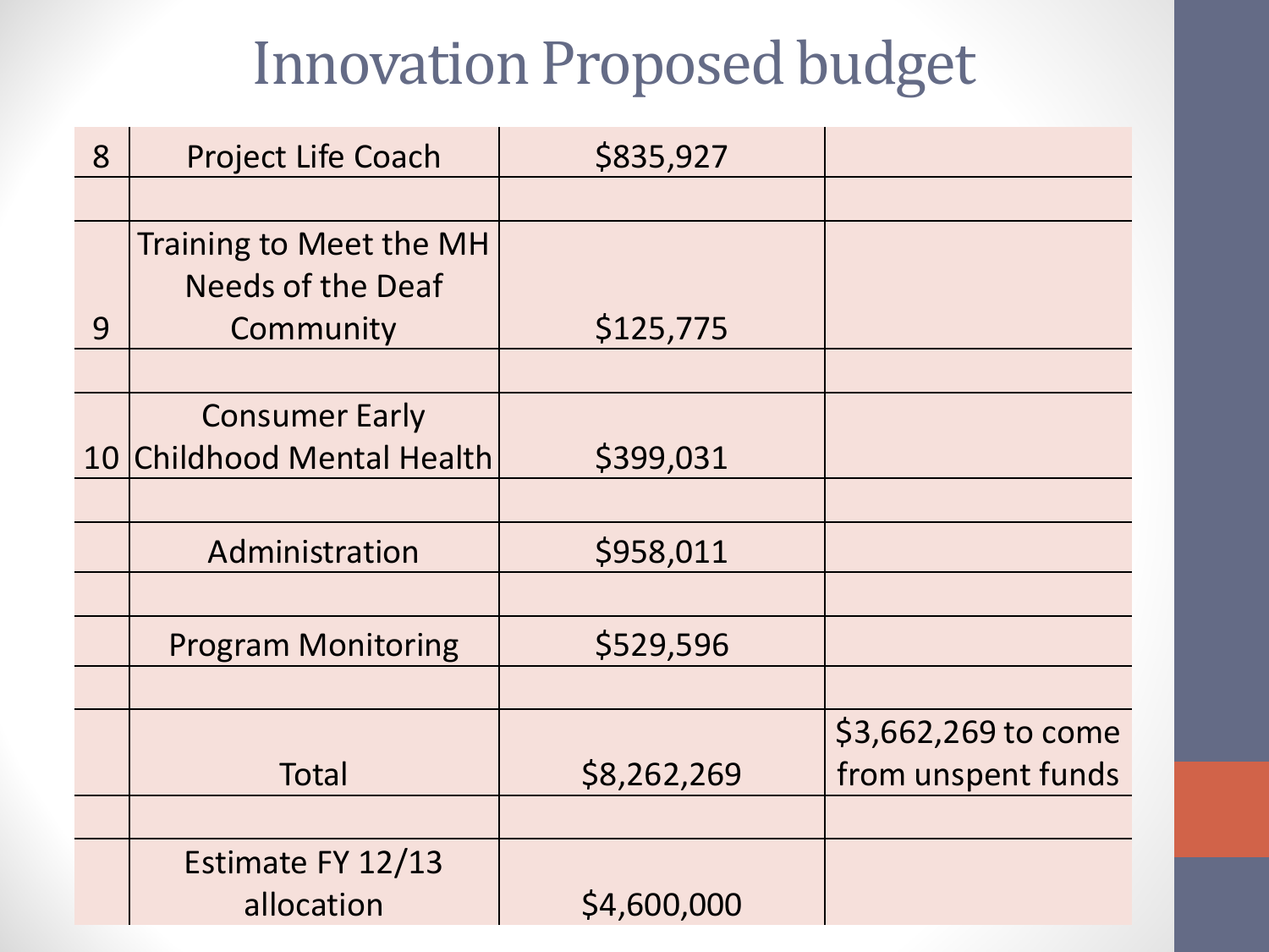# Innovation Proposed budget

| | | | |
|---|---|---|---|
| 8 | Project Life Coach | $835,927 | |
| | | | |
| 9 | Training to Meet the MH Needs of the Deaf Community | $125,775 | |
| | | | |
| 10 | Consumer Early Childhood Mental Health | $399,031 | |
| | | | |
| | Administration | $958,011 | |
| | | | |
| | Program Monitoring | $529,596 | |
| | | | |
| | Total | $8,262,269 | $3,662,269 to come from unspent funds |
| | | | |
| | Estimate FY 12/13 allocation | $4,600,000 | |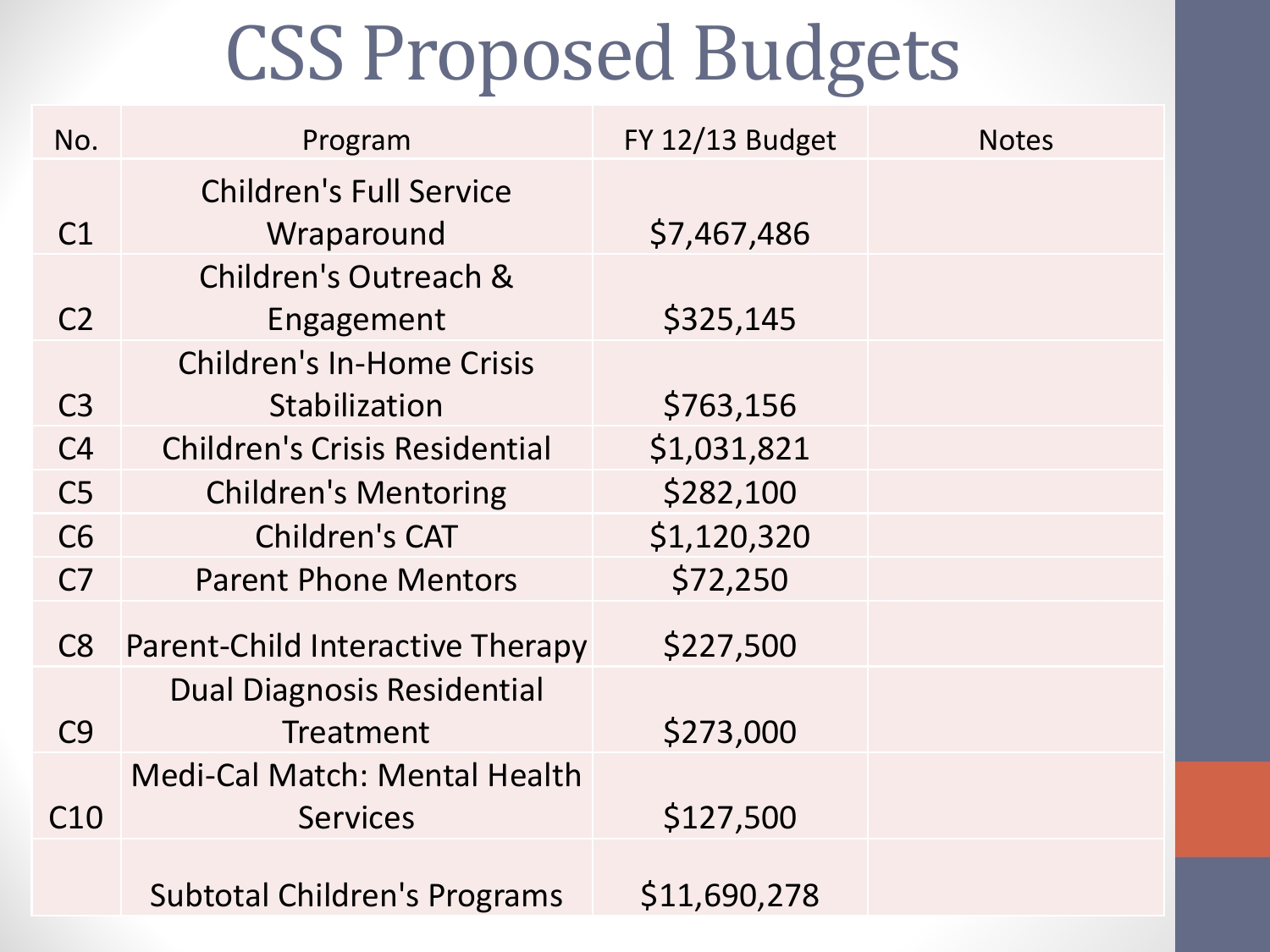# CSS Proposed Budgets

| No. | Program | FY 12/13 Budget | Notes |
|---|---|---|---|
| C1 | Children's Full Service Wraparound | $7,467,486 | |
| C2 | Children's Outreach & Engagement | $325,145 | |
| C3 | Children's In-Home Crisis Stabilization | $763,156 | |
| C4 | Children's Crisis Residential | $1,031,821 | |
| C5 | Children's Mentoring | $282,100 | |
| C6 | Children's CAT | $1,120,320 | |
| C7 | Parent Phone Mentors | $72,250 | |
| C8 | Parent-Child Interactive Therapy | $227,500 | |
| C9 | Dual Diagnosis Residential Treatment | $273,000 | |
| C10 | Medi-Cal Match: Mental Health Services | $127,500 | |
| | Subtotal Children's Programs | $11,690,278 | |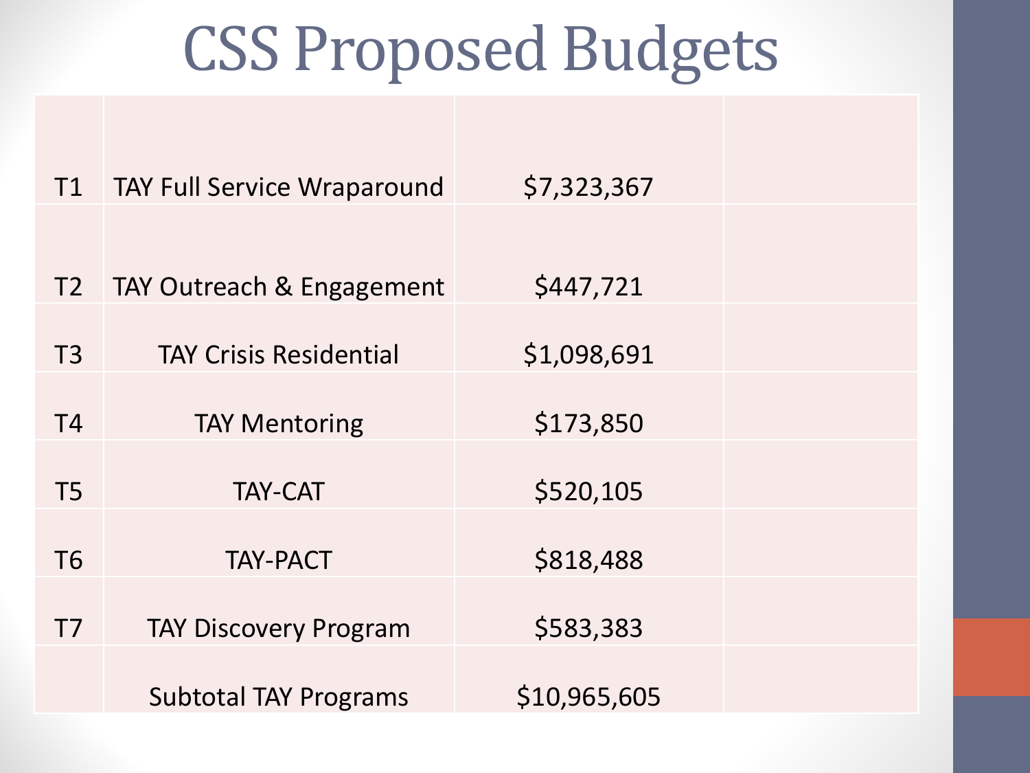# CSS Proposed Budgets

| | | | |
|---|---|---|---|
| T1 | TAY Full Service Wraparound | $7,323,367 | |
| T2 | TAY Outreach & Engagement | $447,721 | |
| T3 | TAY Crisis Residential | $1,098,691 | |
| T4 | TAY Mentoring | $173,850 | |
| T5 | TAY-CAT | $520,105 | |
| T6 | TAY-PACT | $818,488 | |
| T7 | TAY Discovery Program | $583,383 | |
| | Subtotal TAY Programs | $10,965,605 | |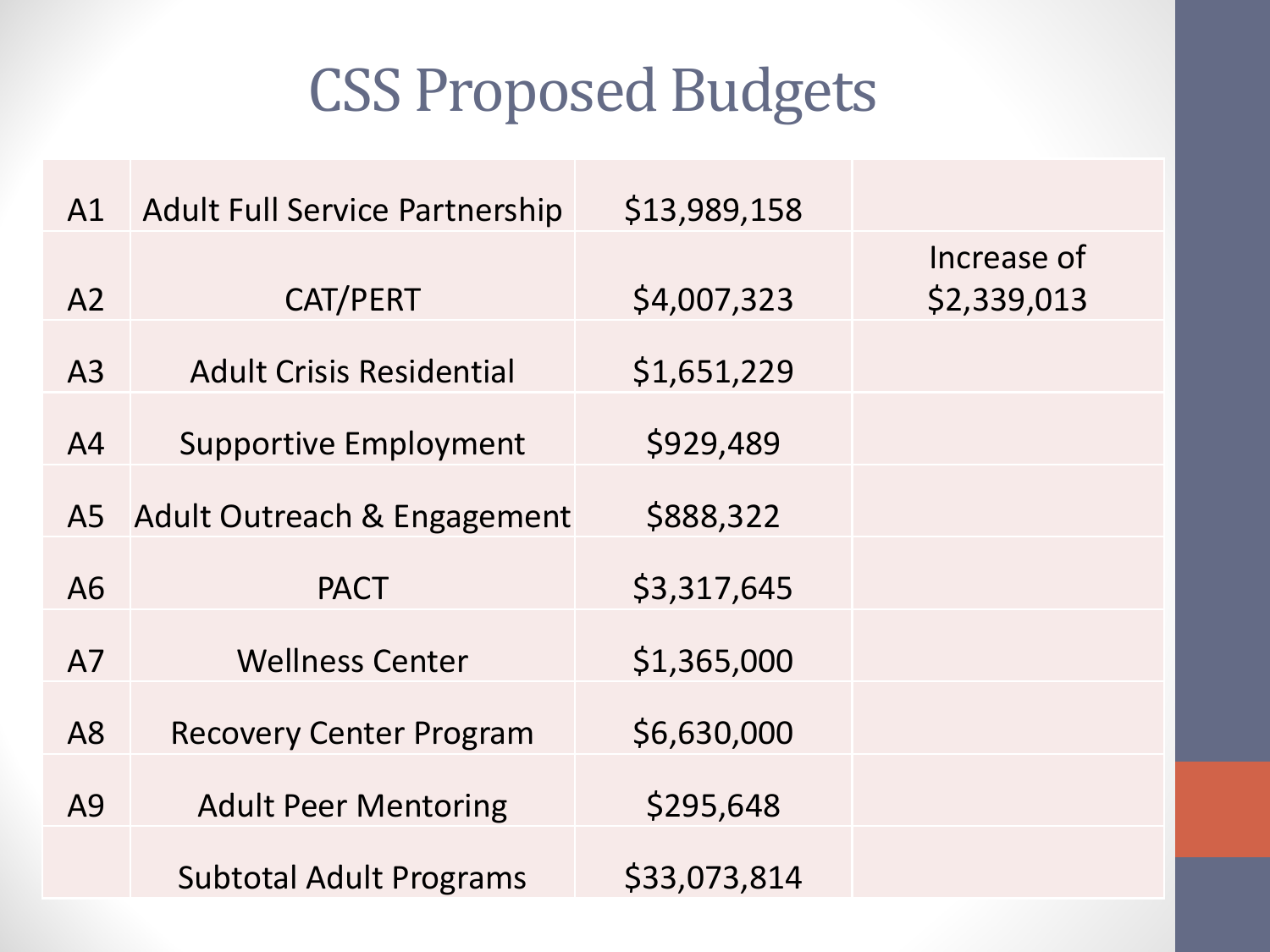# CSS Proposed Budgets

| | | | |
|---|---|---|---|
| A1 | Adult Full Service Partnership | $13,989,158 | |
| A2 | CAT/PERT | $4,007,323 | Increase of $2,339,013 |
| A3 | Adult Crisis Residential | $1,651,229 | |
| A4 | Supportive Employment | $929,489 | |
| A5 | Adult Outreach & Engagement | $888,322 | |
| A6 | PACT | $3,317,645 | |
| A7 | Wellness Center | $1,365,000 | |
| A8 | Recovery Center Program | $6,630,000 | |
| A9 | Adult Peer Mentoring | $295,648 | |
| | Subtotal Adult Programs | $33,073,814 | |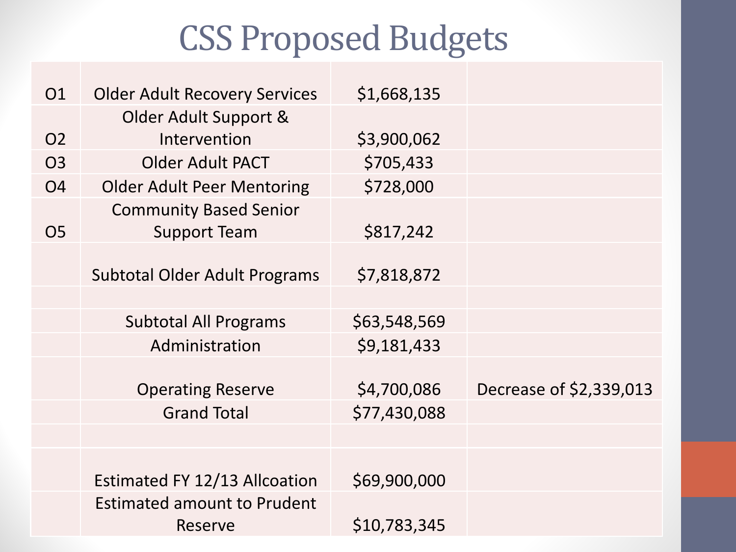# CSS Proposed Budgets

| | | | |
|---|---|---|---|
| O1 | Older Adult Recovery Services | $1,668,135 | |
| O2 | Older Adult Support & Intervention | $3,900,062 | |
| O3 | Older Adult PACT | $705,433 | |
| O4 | Older Adult Peer Mentoring | $728,000 | |
| O5 | Community Based Senior Support Team | $817,242 | |
| | Subtotal Older Adult Programs | $7,818,872 | |
| | | | |
| | Subtotal All Programs | $63,548,569 | |
| | Administration | $9,181,433 | |
| | Operating Reserve | $4,700,086 | Decrease of $2,339,013 |
| | Grand Total | $77,430,088 | |
| | | | |
| | Estimated FY 12/13 Allcoation | $69,900,000 | |
| | Estimated amount to Prudent Reserve | $10,783,345 | |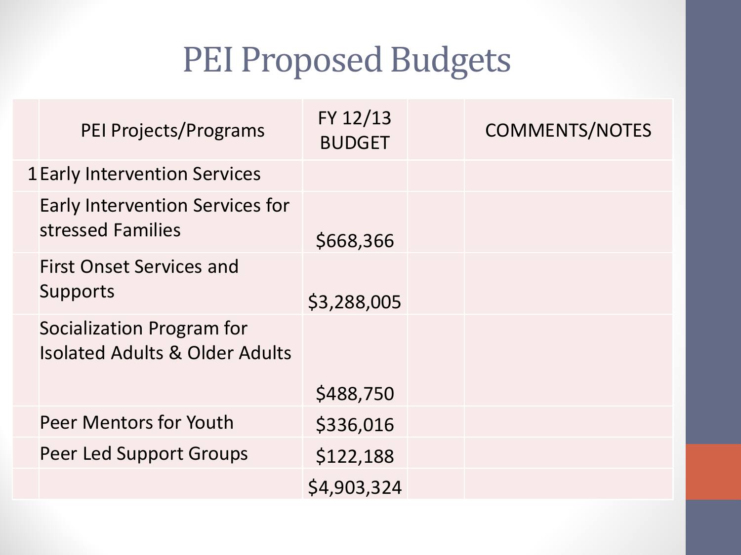# PEI Proposed Budgets

| | PEI Projects/Programs | FY 12/13 BUDGET | | COMMENTS/NOTES |
|---|---|---|---|---|
| 1 | Early Intervention Services | | | |
| | Early Intervention Services for stressed Families | $668,366 | | |
| | First Onset Services and Supports | $3,288,005 | | |
| | Socialization Program for Isolated Adults & Older Adults | $488,750 | | |
| | Peer Mentors for Youth | $336,016 | | |
| | Peer Led Support Groups | $122,188 | | |
| | | $4,903,324 | | |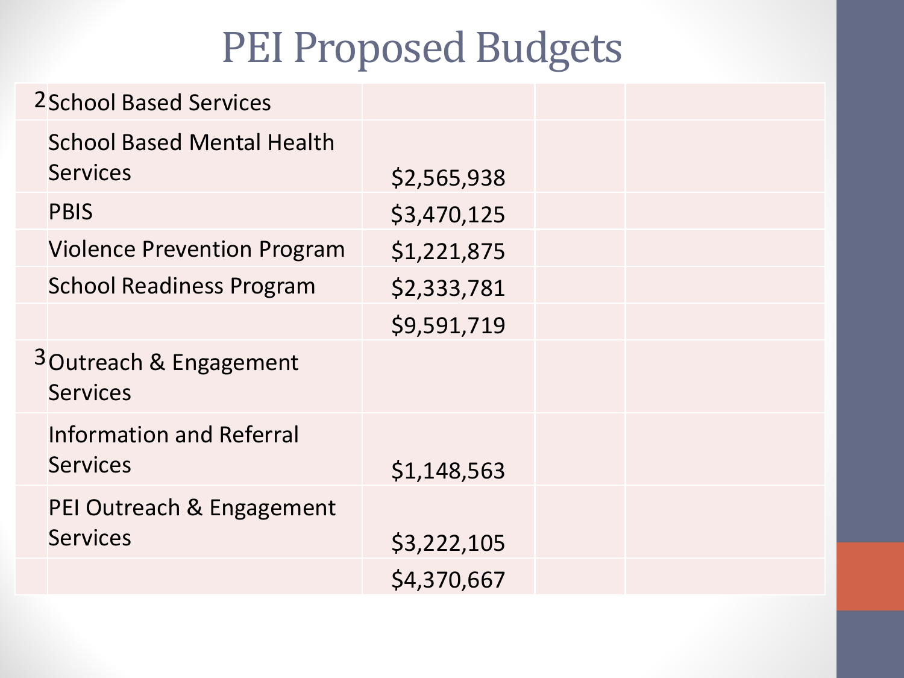# PEI Proposed Budgets

| | | | | |
|---|---|---|---|---|
| 2 | School Based Services | | | |
| | School Based Mental Health Services | $2,565,938 | | |
| | PBIS | $3,470,125 | | |
| | Violence Prevention Program | $1,221,875 | | |
| | School Readiness Program | $2,333,781 | | |
| | | $9,591,719 | | |
| 3 | Outreach & Engagement Services | | | |
| | Information and Referral Services | $1,148,563 | | |
| | PEI Outreach & Engagement Services | $3,222,105 | | |
| | | $4,370,667 | | |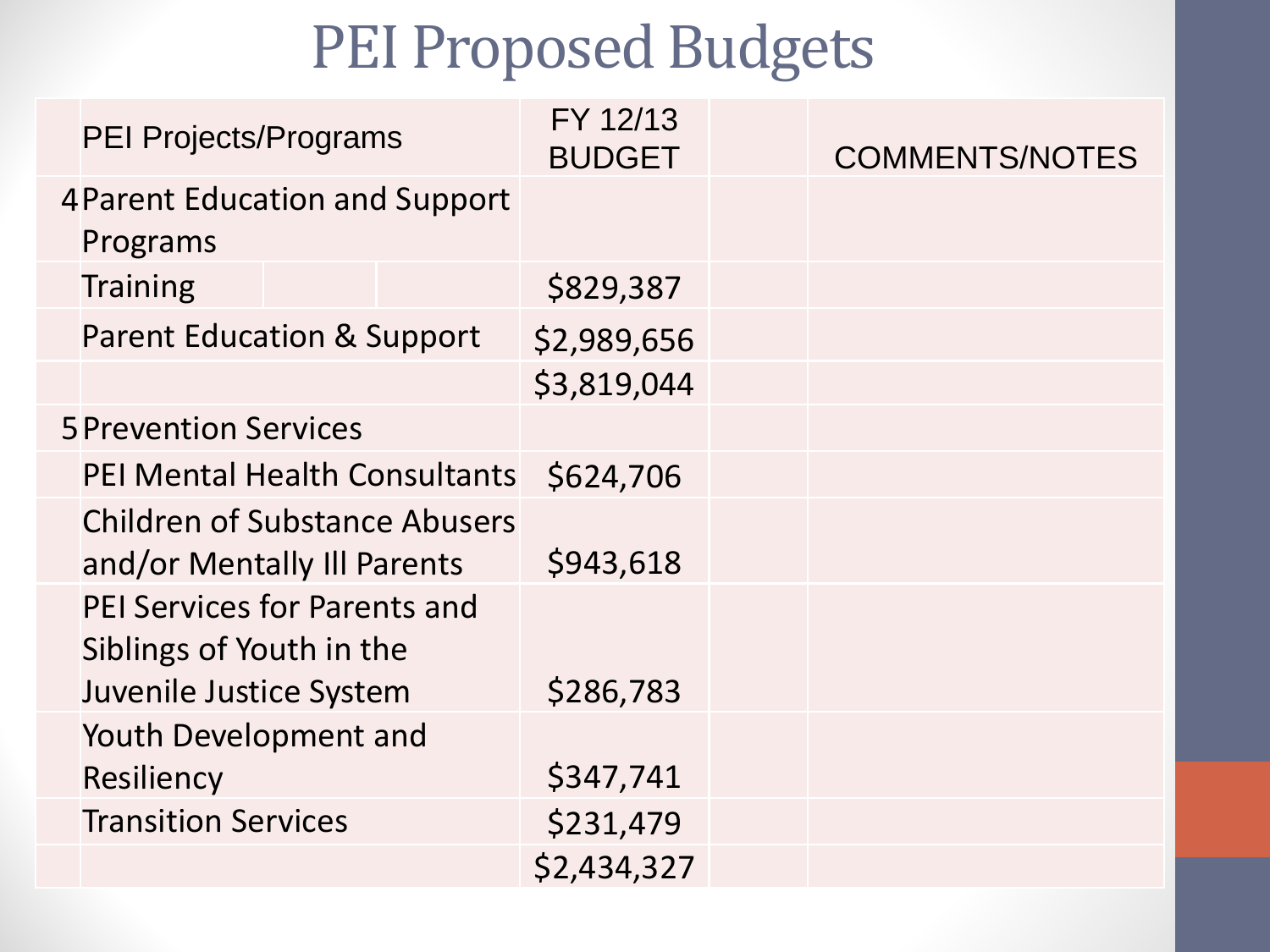# PEI Proposed Budgets

| | PEI Projects/Programs | FY 12/13 BUDGET | | COMMENTS/NOTES |
|---|---|---|---|---|
| 4 | Parent Education and Support Programs | | | |
| | Training | $829,387 | | |
| | Parent Education & Support | $2,989,656 | | |
| | | $3,819,044 | | |
| 5 | Prevention Services | | | |
| | PEI Mental Health Consultants | $624,706 | | |
| | Children of Substance Abusers and/or Mentally Ill Parents | $943,618 | | |
| | PEI Services for Parents and Siblings of Youth in the Juvenile Justice System | $286,783 | | |
| | Youth Development and Resiliency | $347,741 | | |
| | Transition Services | $231,479 | | |
| | | $2,434,327 | | |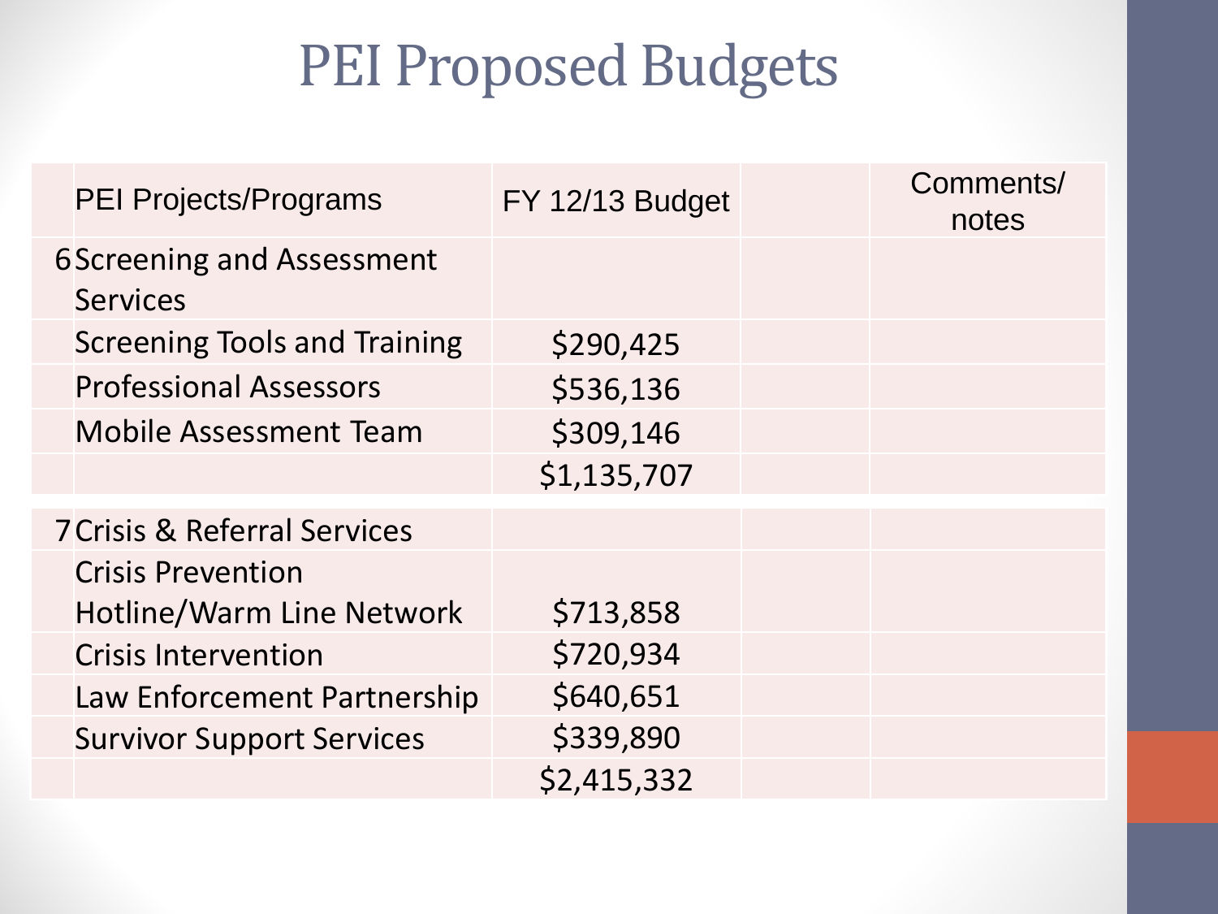# PEI Proposed Budgets

| | PEI Projects/Programs | FY 12/13 Budget | | Comments/ notes |
|---|---|---|---|---|
| 6 | Screening and Assessment Services | | | |
| | Screening Tools and Training | $290,425 | | |
| | Professional Assessors | $536,136 | | |
| | Mobile Assessment Team | $309,146 | | |
| | | $1,135,707 | | |
| 7 | Crisis & Referral Services | | | |
| | Crisis Prevention Hotline/Warm Line Network | $713,858 | | |
| | Crisis Intervention | $720,934 | | |
| | Law Enforcement Partnership | $640,651 | | |
| | Survivor Support Services | $339,890 | | |
| | | $2,415,332 | | |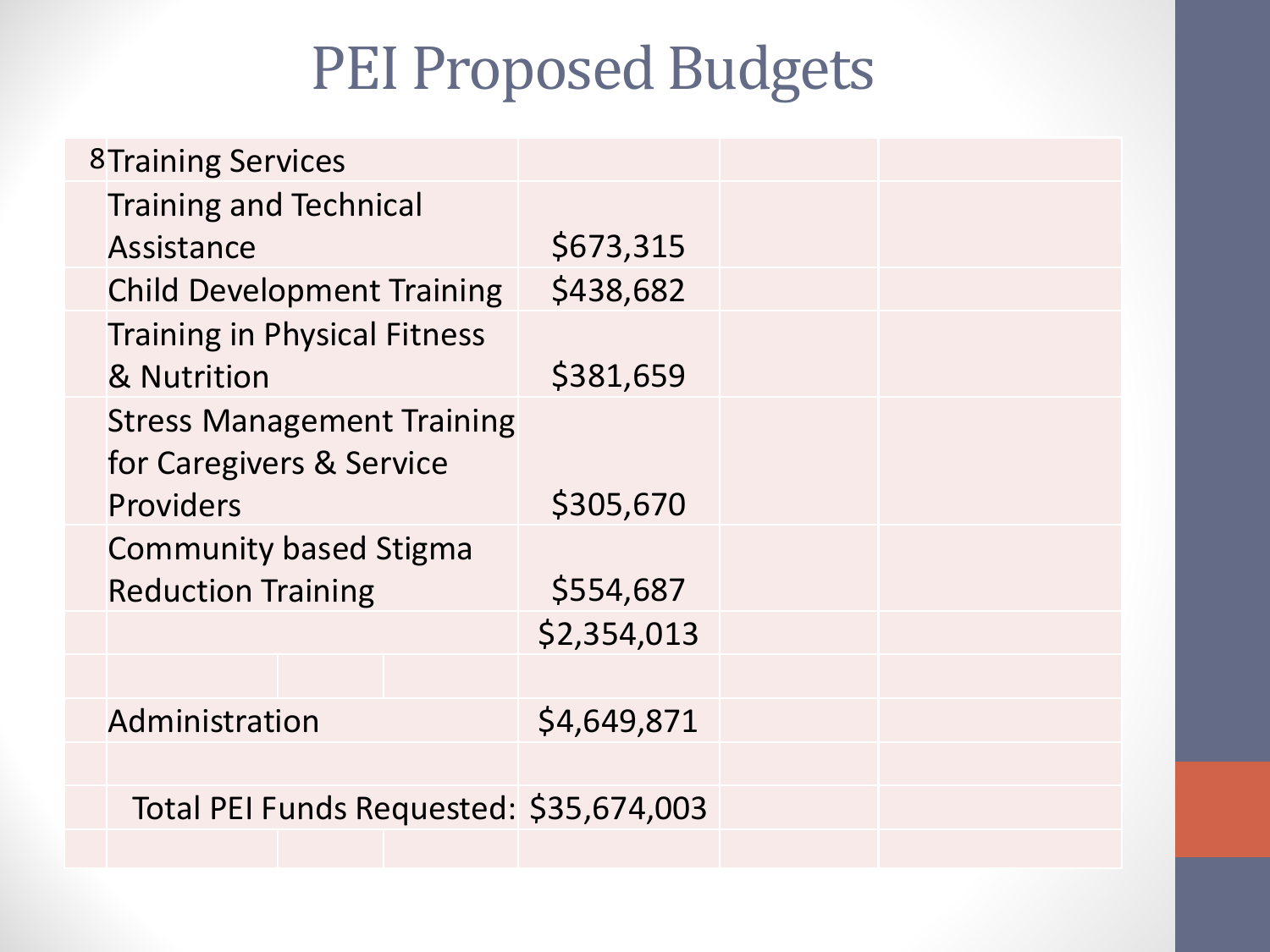# PEI Proposed Budgets

| | | |
|---|---|---|
| 8 | Training Services | |
| | Training and Technical Assistance | $673,315 |
| | Child Development Training | $438,682 |
| | Training in Physical Fitness & Nutrition | $381,659 |
| | Stress Management Training for Caregivers & Service Providers | $305,670 |
| | Community based Stigma Reduction Training | $554,687 |
| | | $2,354,013 |
| | | |
| | Administration | $4,649,871 |
| | | |
| | Total PEI Funds Requested: | $35,674,003 |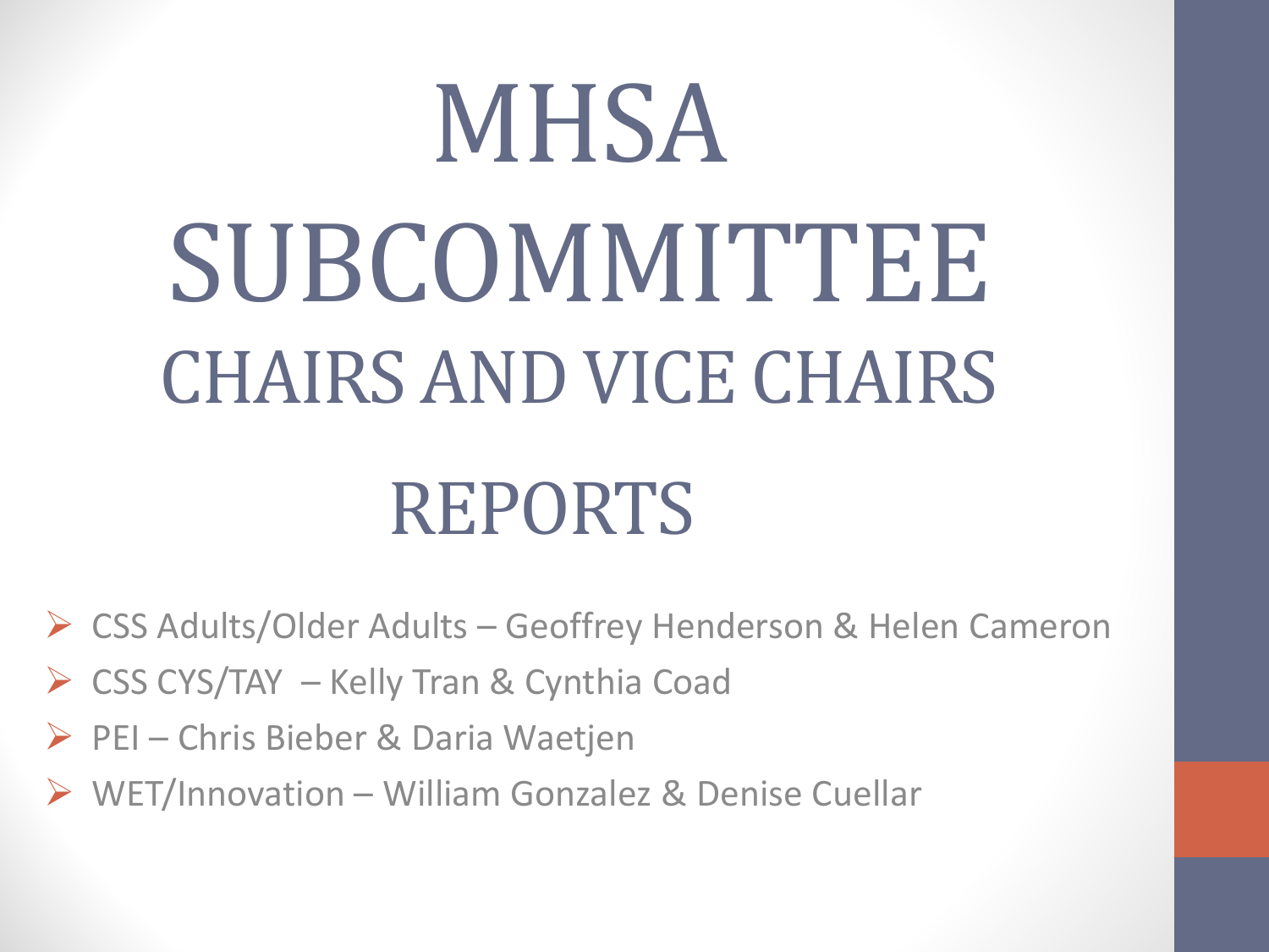# MHSA SUBCOMMITTEE CHAIRS AND VICE CHAIRS REPORTS

- CSS Adults/Older Adults – Geoffrey Henderson & Helen Cameron
- CSS CYS/TAY – Kelly Tran & Cynthia Coad
- PEI – Chris Bieber & Daria Waetjen
- WET/Innovation – William Gonzalez & Denise Cuellar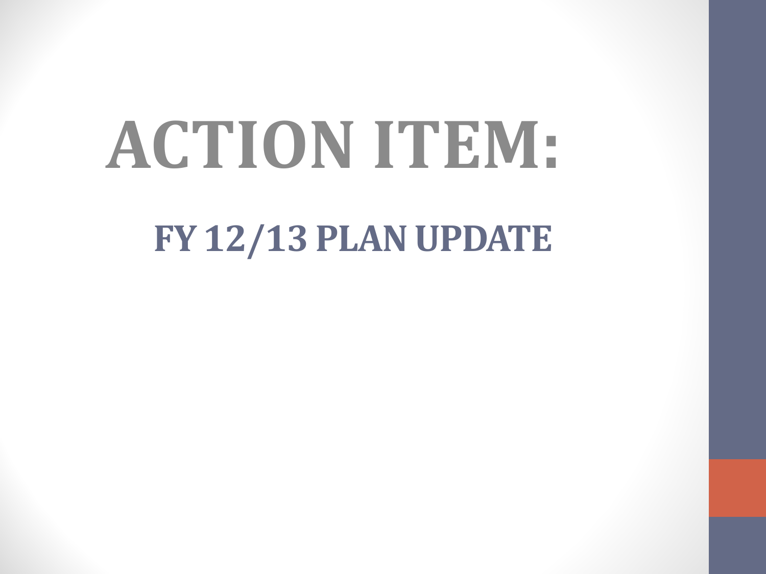# ACTION ITEM:

## FY 12/13 PLAN UPDATE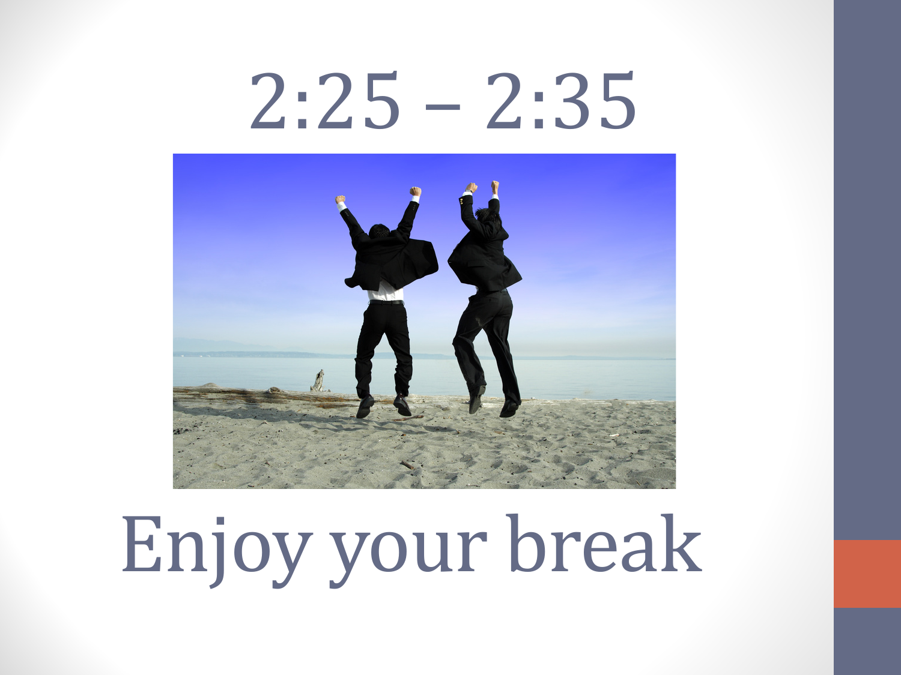# 2:25 – 2:35

# Enjoy your break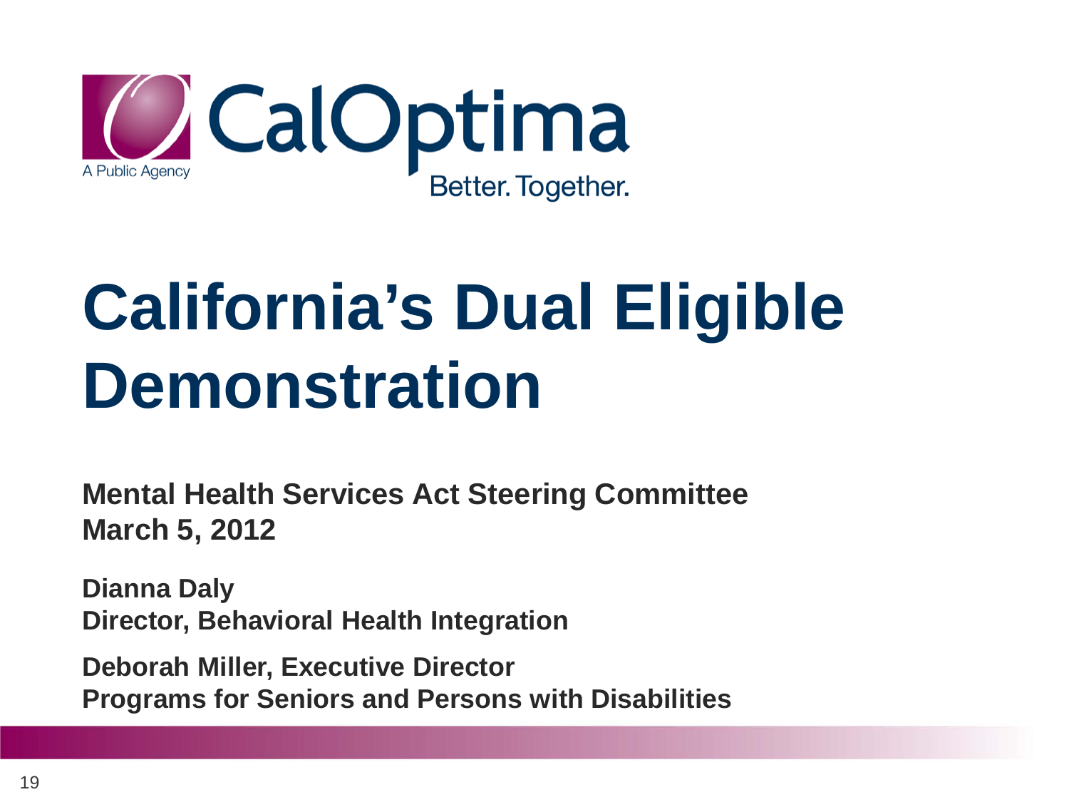CalOptima

A Public Agency

Better. Together.

# California's Dual Eligible Demonstration

**Mental Health Services Act Steering Committee**
**March 5, 2012**

**Dianna Daly**
**Director, Behavioral Health Integration**

**Deborah Miller, Executive Director**
**Programs for Seniors and Persons with Disabilities**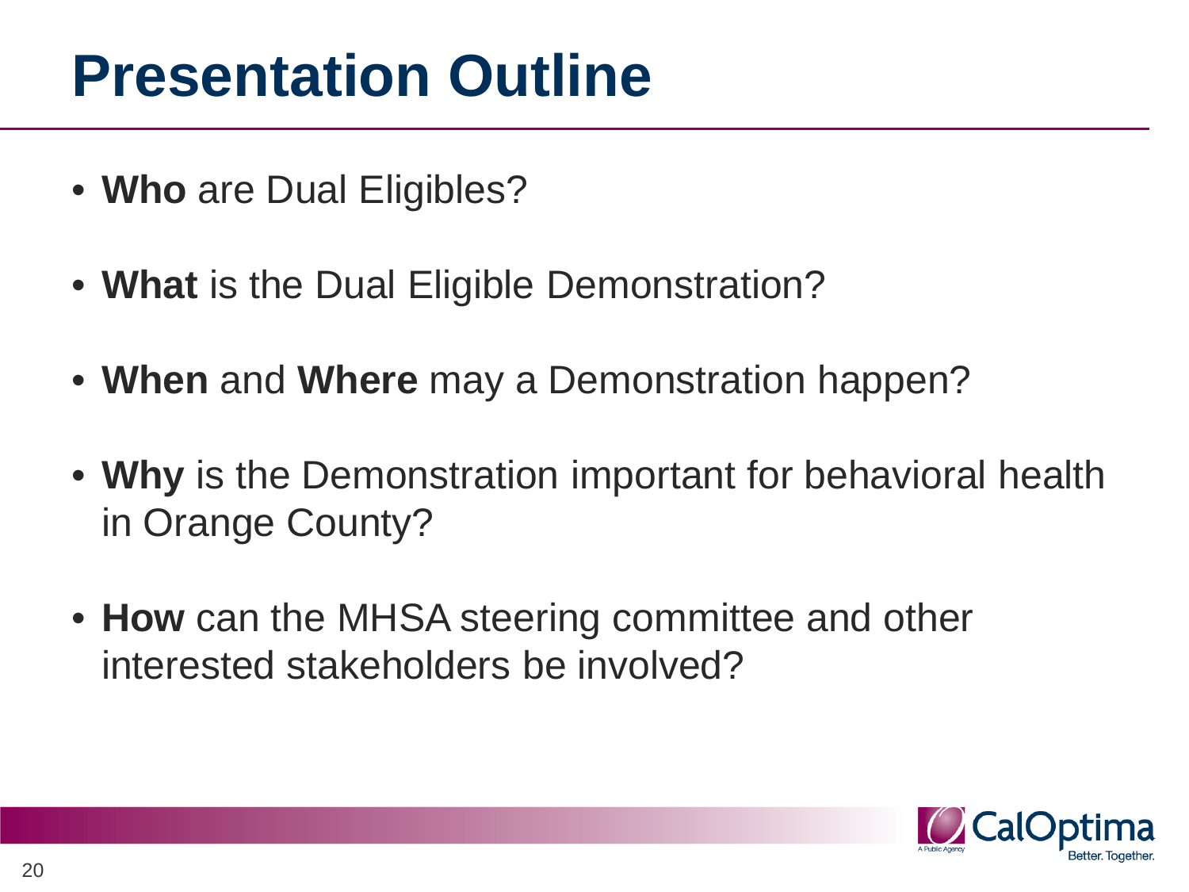# Presentation Outline

- **Who** are Dual Eligibles?
- **What** is the Dual Eligible Demonstration?
- **When** and **Where** may a Demonstration happen?
- **Why** is the Demonstration important for behavioral health in Orange County?
- **How** can the MHSA steering committee and other interested stakeholders be involved?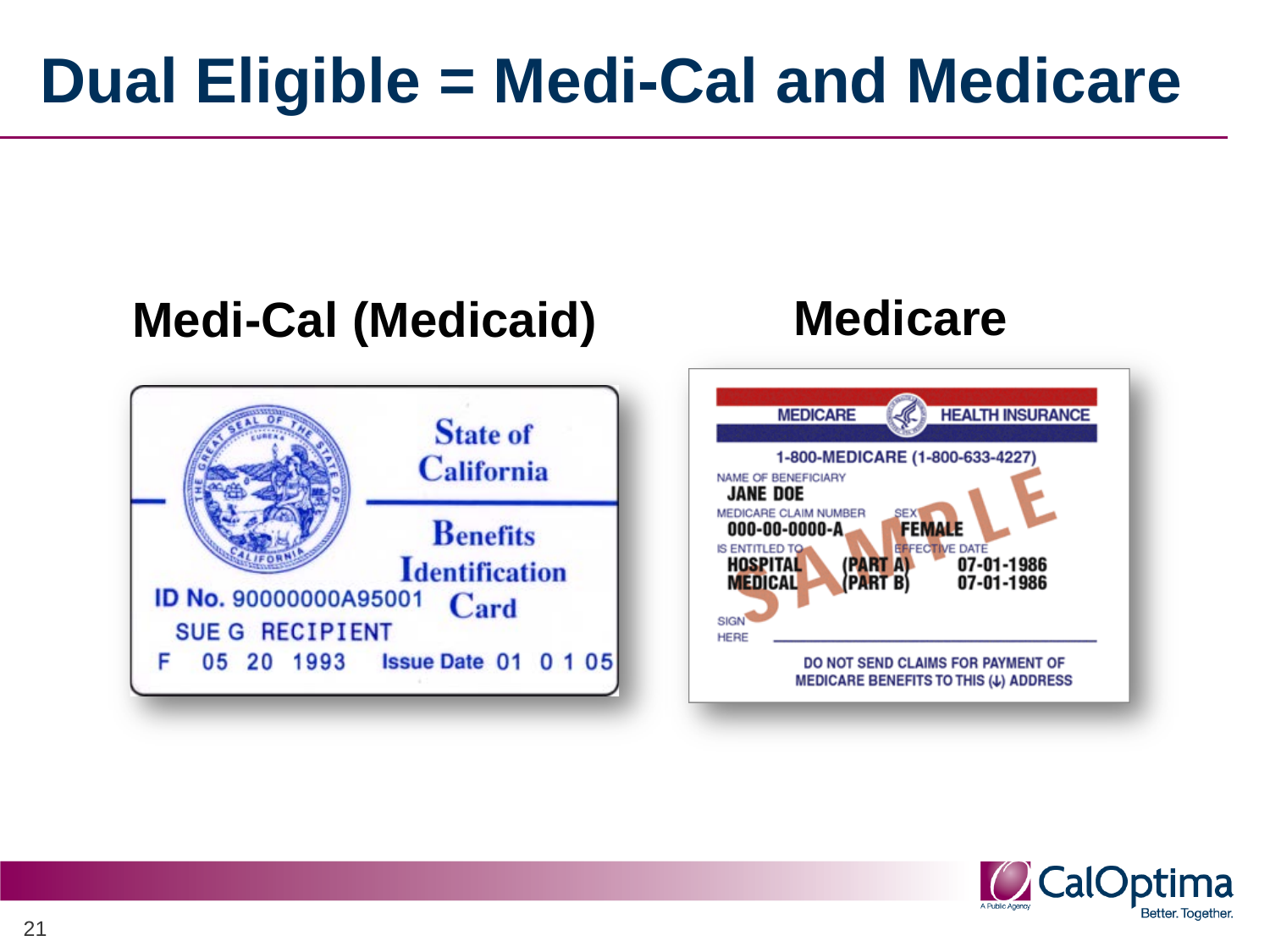# Dual Eligible = Medi-Cal and Medicare

## Medi-Cal (Medicaid)

State of California

Benefits Identification Card

ID No. 90000000A95001

SUE G RECIPIENT

F 05 20 1993 Issue Date 01 0 1 05

## Medicare

MEDICARE HEALTH INSURANCE

1-800-MEDICARE (1-800-633-4227)

NAME OF BENEFICIARY

JANE DOE

MEDICARE CLAIM NUMBER 000-00-0000-A

SEX FEMALE

IS ENTITLED TO

HOSPITAL (PART A) EFFECTIVE DATE 07-01-1986

MEDICAL (PART B) 07-01-1986

SIGN HERE

DO NOT SEND CLAIMS FOR PAYMENT OF MEDICARE BENEFITS TO THIS (↓) ADDRESS

SAMPLE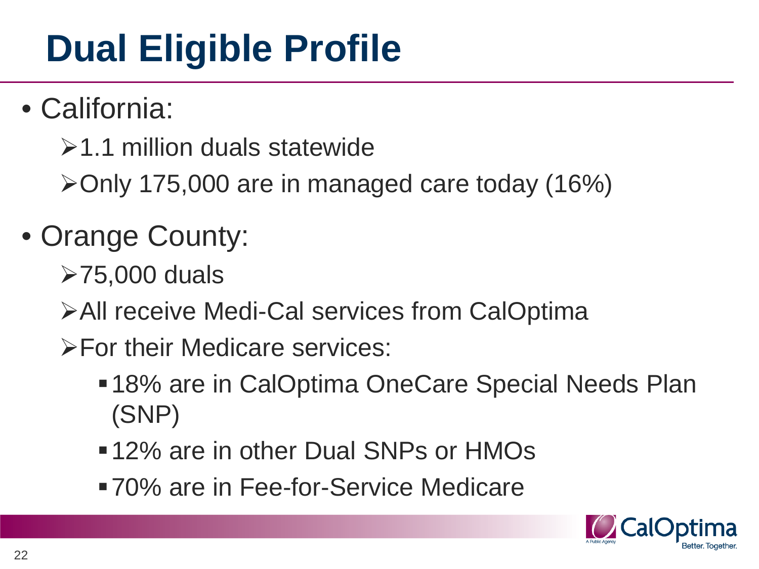# Dual Eligible Profile

- California:
  - 1.1 million duals statewide
  - Only 175,000 are in managed care today (16%)
- Orange County:
  - 75,000 duals
  - All receive Medi-Cal services from CalOptima
  - For their Medicare services:
    - 18% are in CalOptima OneCare Special Needs Plan (SNP)
    - 12% are in other Dual SNPs or HMOs
    - 70% are in Fee-for-Service Medicare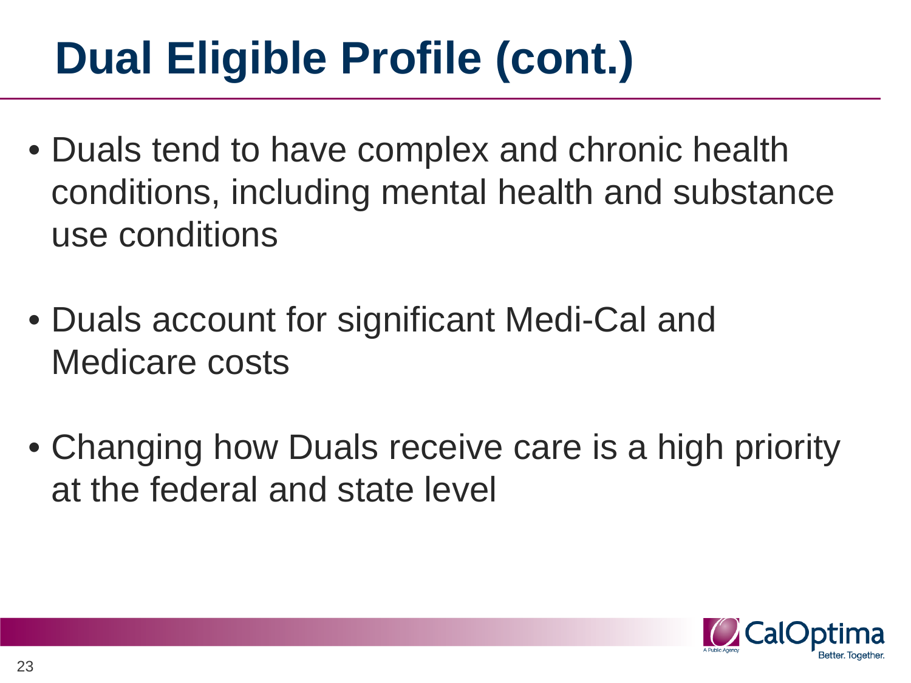# Dual Eligible Profile (cont.)

- Duals tend to have complex and chronic health conditions, including mental health and substance use conditions
- Duals account for significant Medi-Cal and Medicare costs
- Changing how Duals receive care is a high priority at the federal and state level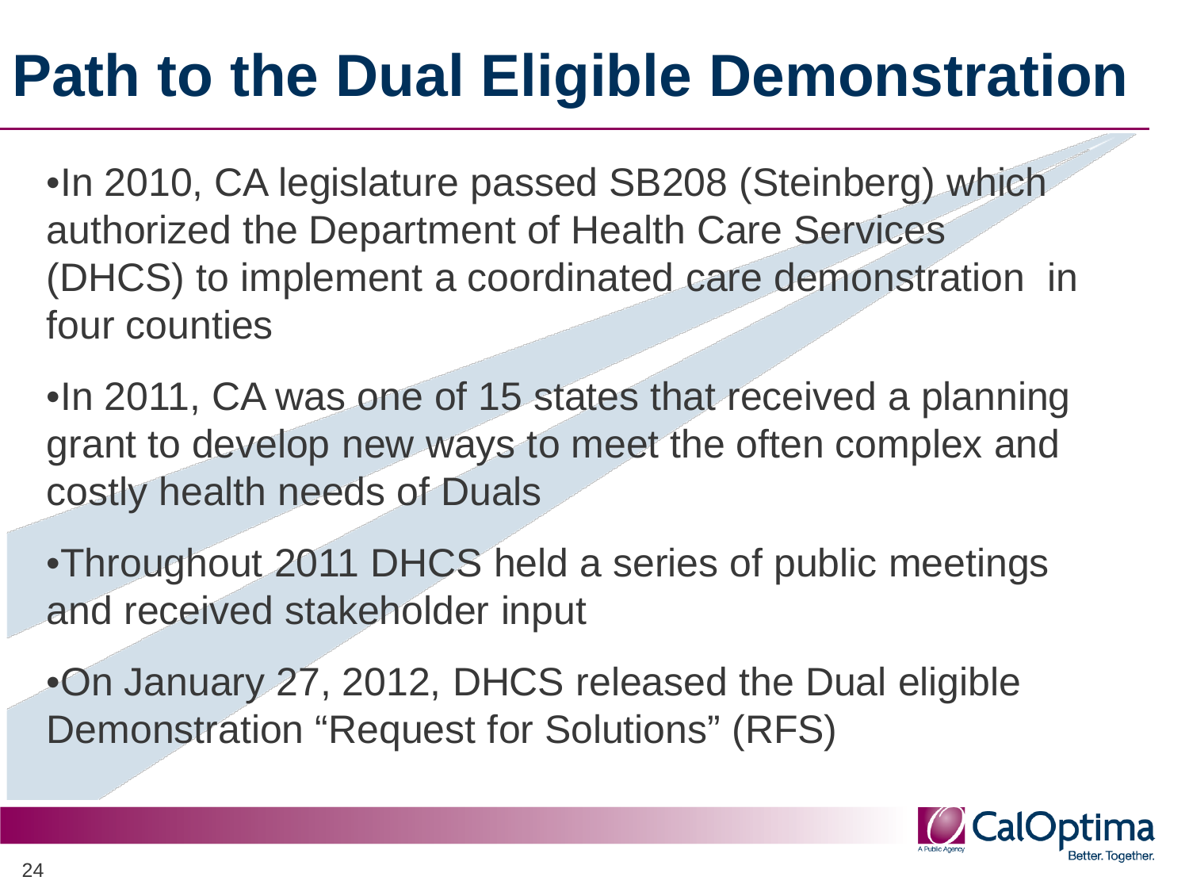# Path to the Dual Eligible Demonstration

- In 2010, CA legislature passed SB208 (Steinberg) which authorized the Department of Health Care Services (DHCS) to implement a coordinated care demonstration in four counties
- In 2011, CA was one of 15 states that received a planning grant to develop new ways to meet the often complex and costly health needs of Duals
- Throughout 2011 DHCS held a series of public meetings and received stakeholder input
- On January 27, 2012, DHCS released the Dual eligible Demonstration "Request for Solutions" (RFS)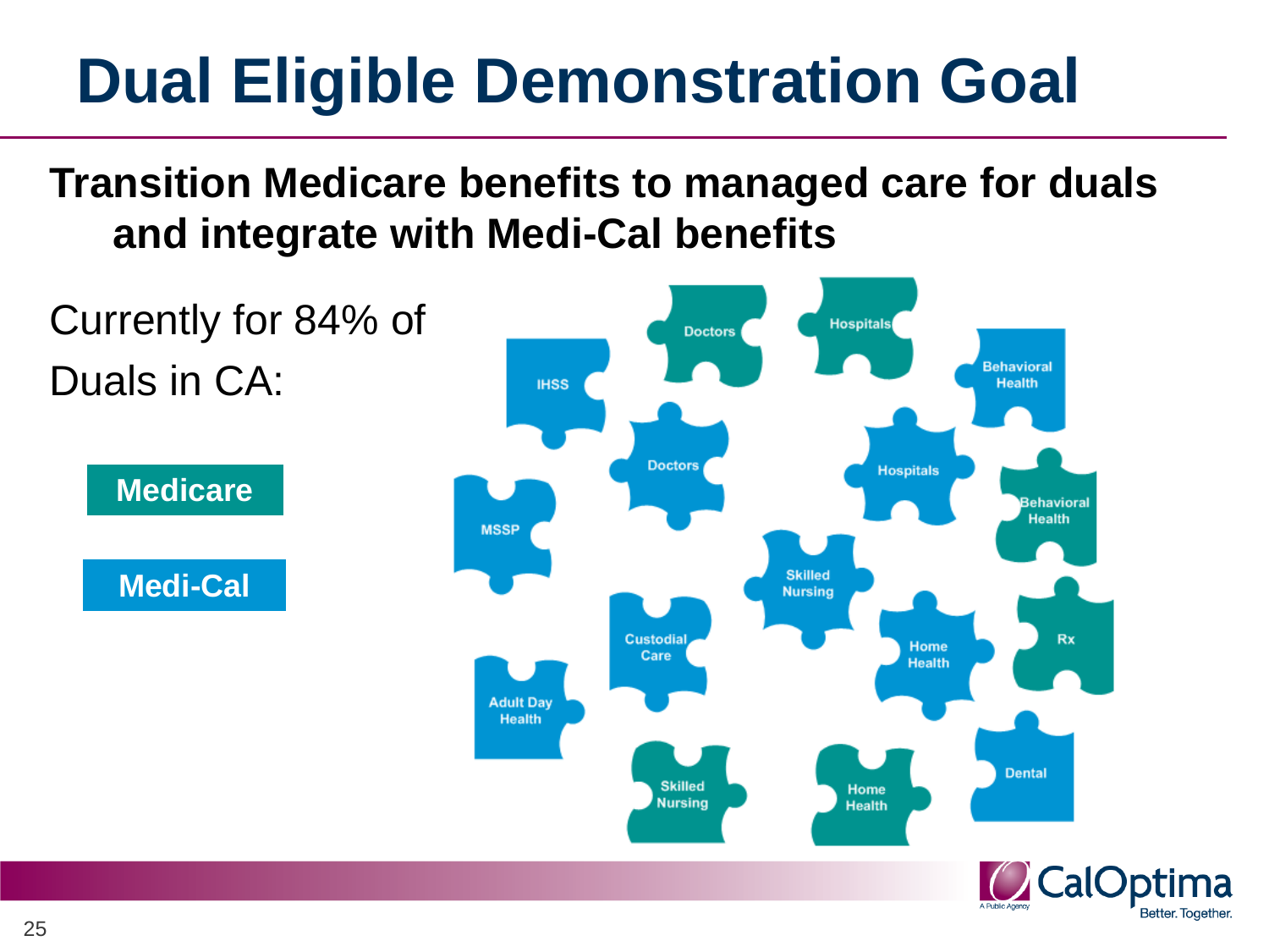# Dual Eligible Demonstration Goal

**Transition Medicare benefits to managed care for duals and integrate with Medi-Cal benefits**

Currently for 84% of Duals in CA:

**Medicare**

**Medi-Cal**

Doctors, Hospitals, IHSS, Behavioral Health, Doctors, Hospitals, Behavioral Health, MSSP, Skilled Nursing, Custodial Care, Home Health, Rx, Adult Day Health, Skilled Nursing, Home Health, Dental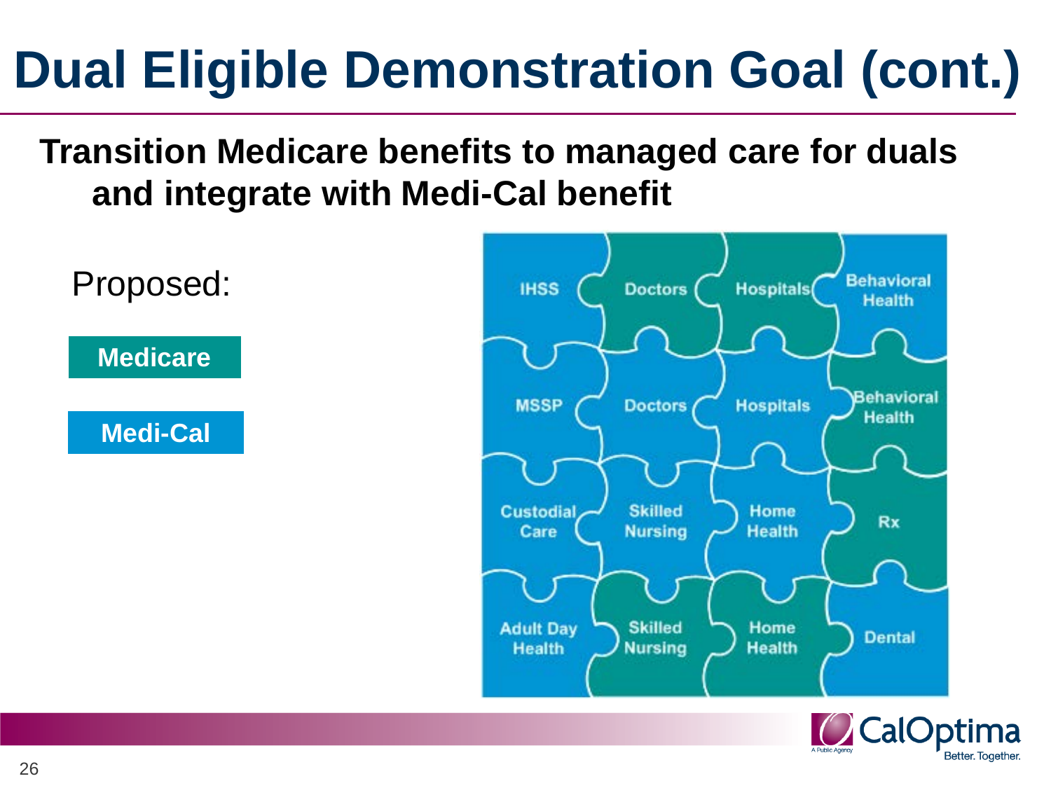# Dual Eligible Demonstration Goal (cont.)

**Transition Medicare benefits to managed care for duals and integrate with Medi-Cal benefit**

Proposed:

**Medicare**

**Medi-Cal**

| | | | |
|---|---|---|---|
| IHSS | Doctors | Hospitals | Behavioral Health |
| MSSP | Doctors | Hospitals | Behavioral Health |
| Custodial Care | Skilled Nursing | Home Health | Rx |
| Adult Day Health | Skilled Nursing | Home Health | Dental |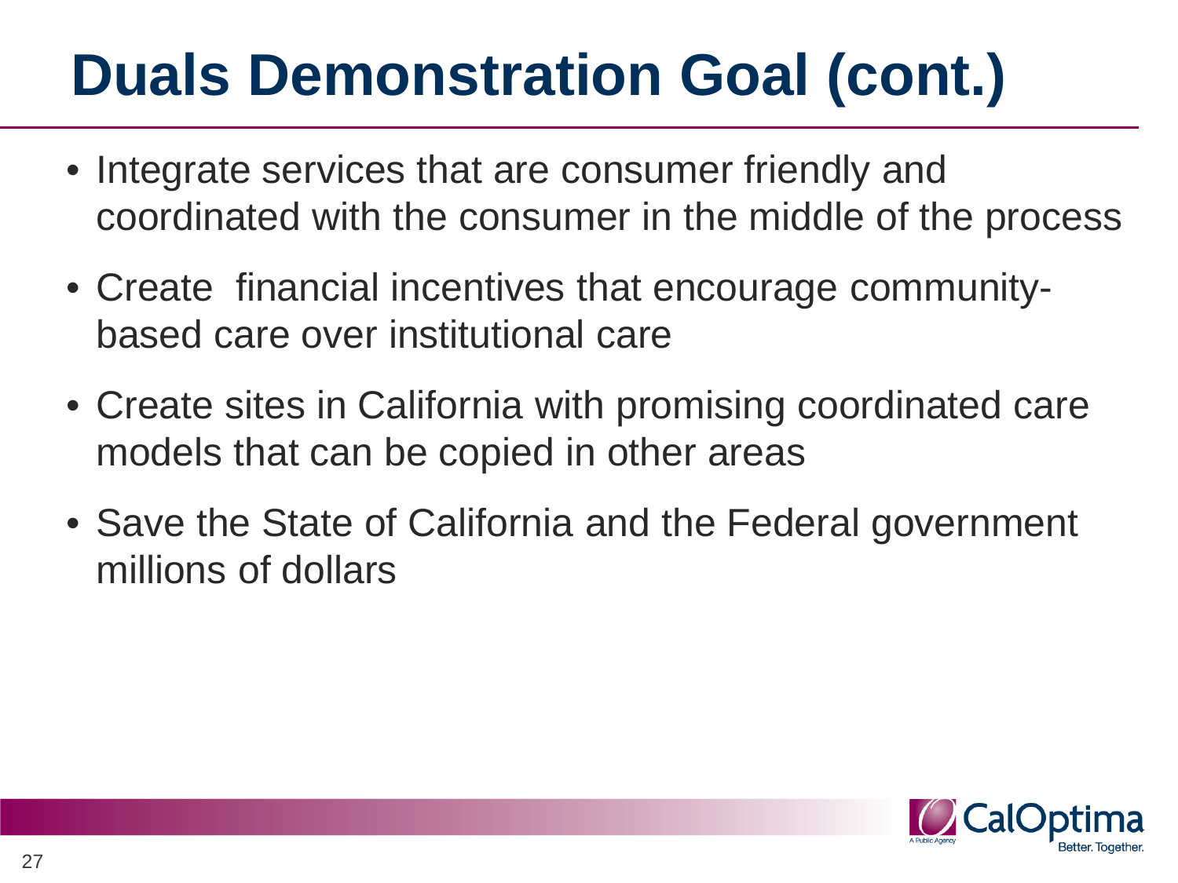# Duals Demonstration Goal (cont.)

- Integrate services that are consumer friendly and coordinated with the consumer in the middle of the process
- Create financial incentives that encourage community-based care over institutional care
- Create sites in California with promising coordinated care models that can be copied in other areas
- Save the State of California and the Federal government millions of dollars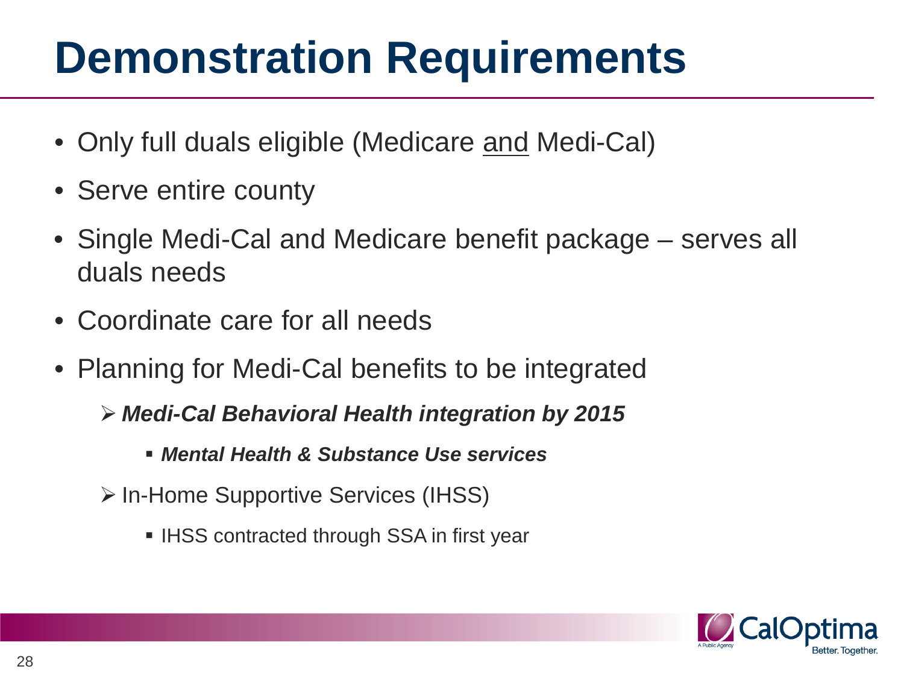# Demonstration Requirements

- Only full duals eligible (Medicare <u>and</u> Medi-Cal)
- Serve entire county
- Single Medi-Cal and Medicare benefit package – serves all duals needs
- Coordinate care for all needs
- Planning for Medi-Cal benefits to be integrated
  - ***Medi-Cal Behavioral Health integration by 2015***
    - ***Mental Health & Substance Use services***
  - In-Home Supportive Services (IHSS)
    - IHSS contracted through SSA in first year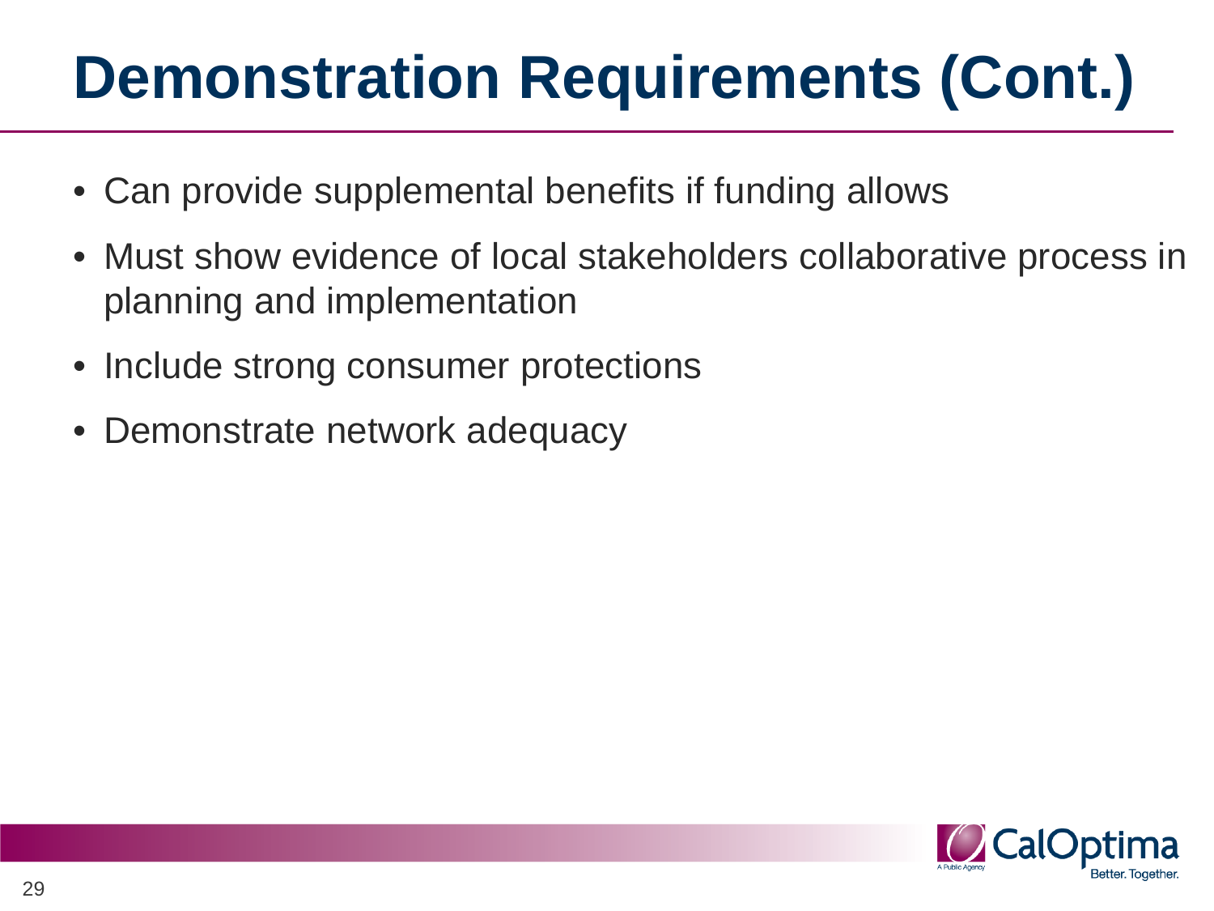# Demonstration Requirements (Cont.)

- Can provide supplemental benefits if funding allows
- Must show evidence of local stakeholders collaborative process in planning and implementation
- Include strong consumer protections
- Demonstrate network adequacy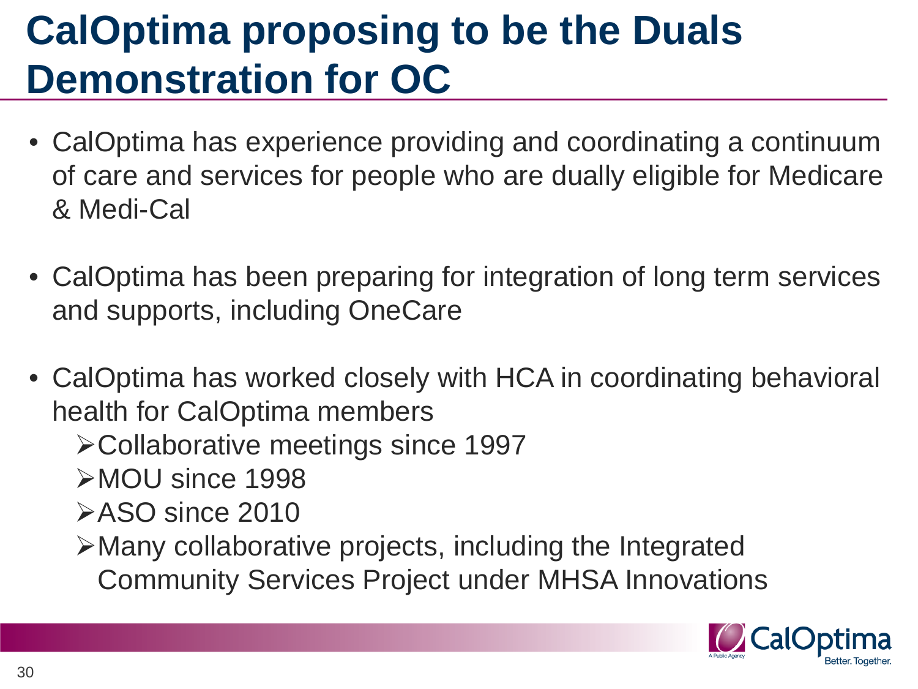# CalOptima proposing to be the Duals Demonstration for OC

- CalOptima has experience providing and coordinating a continuum of care and services for people who are dually eligible for Medicare & Medi-Cal
- CalOptima has been preparing for integration of long term services and supports, including OneCare
- CalOptima has worked closely with HCA in coordinating behavioral health for CalOptima members
  - Collaborative meetings since 1997
  - MOU since 1998
  - ASO since 2010
  - Many collaborative projects, including the Integrated Community Services Project under MHSA Innovations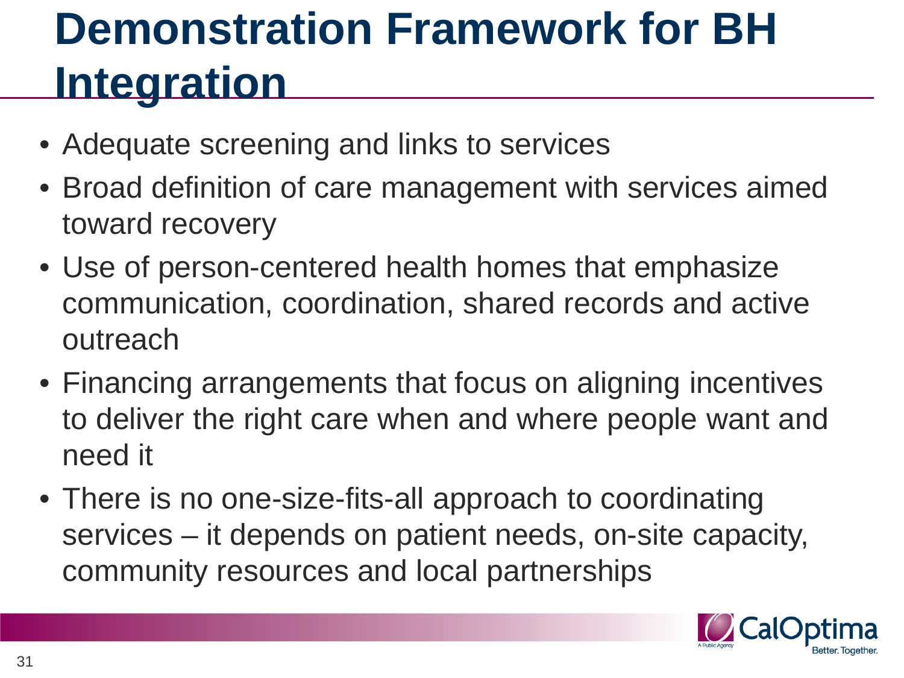# Demonstration Framework for BH Integration

- Adequate screening and links to services
- Broad definition of care management with services aimed toward recovery
- Use of person-centered health homes that emphasize communication, coordination, shared records and active outreach
- Financing arrangements that focus on aligning incentives to deliver the right care when and where people want and need it
- There is no one-size-fits-all approach to coordinating services – it depends on patient needs, on-site capacity, community resources and local partnerships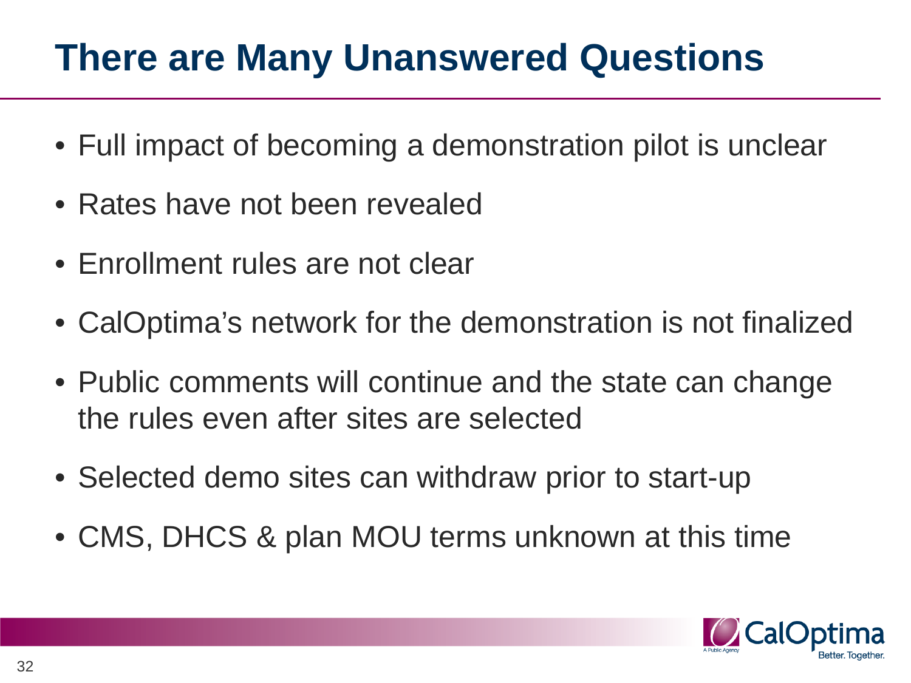# There are Many Unanswered Questions

- Full impact of becoming a demonstration pilot is unclear
- Rates have not been revealed
- Enrollment rules are not clear
- CalOptima's network for the demonstration is not finalized
- Public comments will continue and the state can change the rules even after sites are selected
- Selected demo sites can withdraw prior to start-up
- CMS, DHCS & plan MOU terms unknown at this time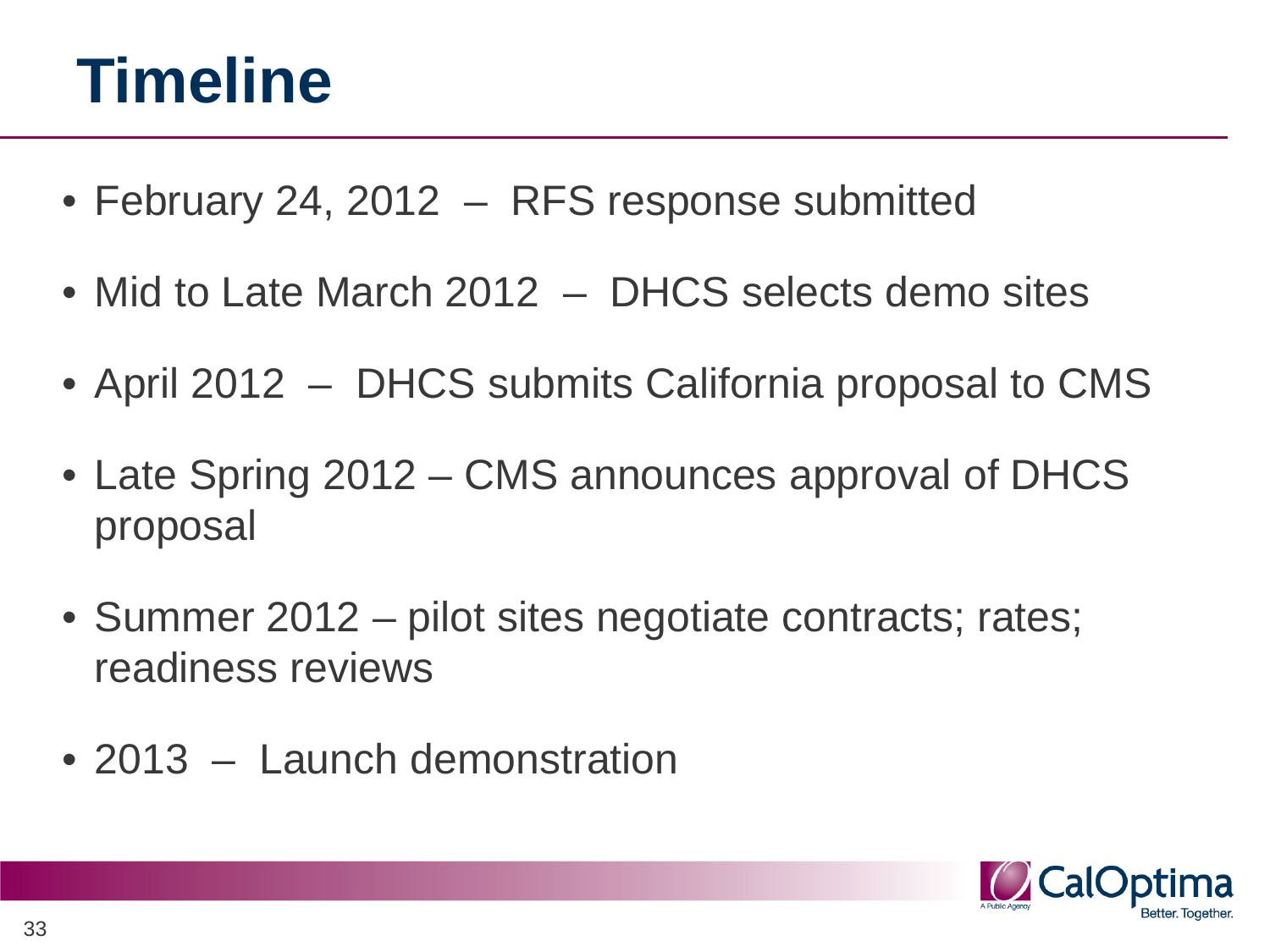# Timeline

- February 24, 2012 – RFS response submitted
- Mid to Late March 2012 – DHCS selects demo sites
- April 2012 – DHCS submits California proposal to CMS
- Late Spring 2012 – CMS announces approval of DHCS proposal
- Summer 2012 – pilot sites negotiate contracts; rates; readiness reviews
- 2013 – Launch demonstration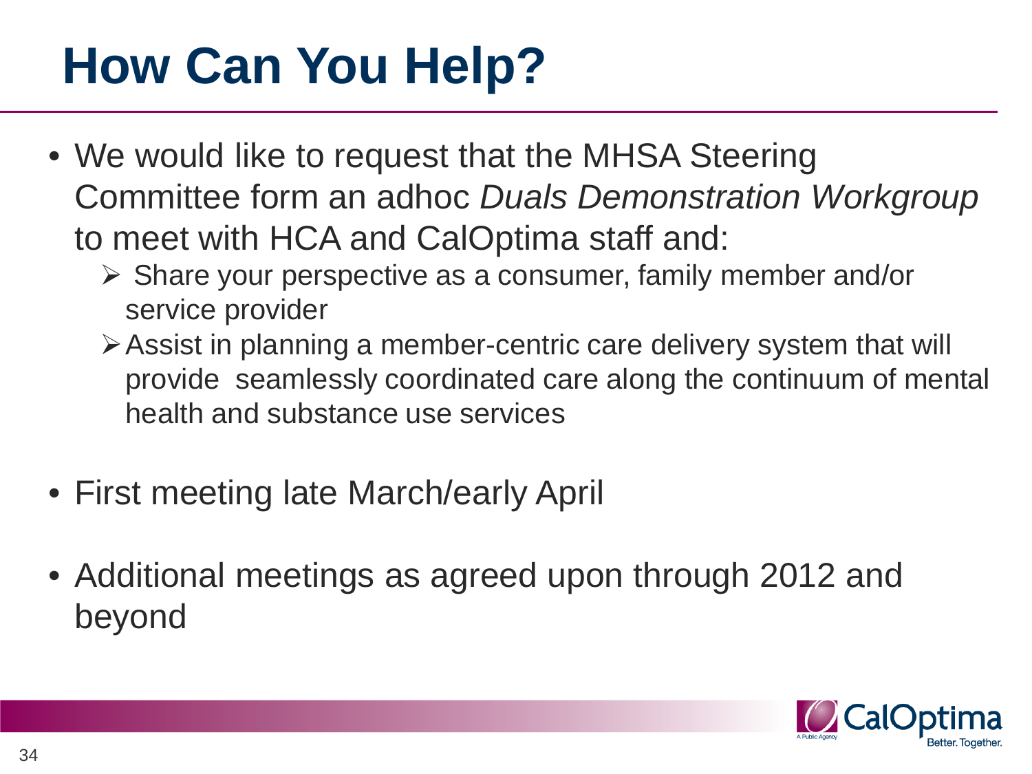# How Can You Help?

- We would like to request that the MHSA Steering Committee form an adhoc *Duals Demonstration Workgroup* to meet with HCA and CalOptima staff and:
  - Share your perspective as a consumer, family member and/or service provider
  - Assist in planning a member-centric care delivery system that will provide seamlessly coordinated care along the continuum of mental health and substance use services
- First meeting late March/early April
- Additional meetings as agreed upon through 2012 and beyond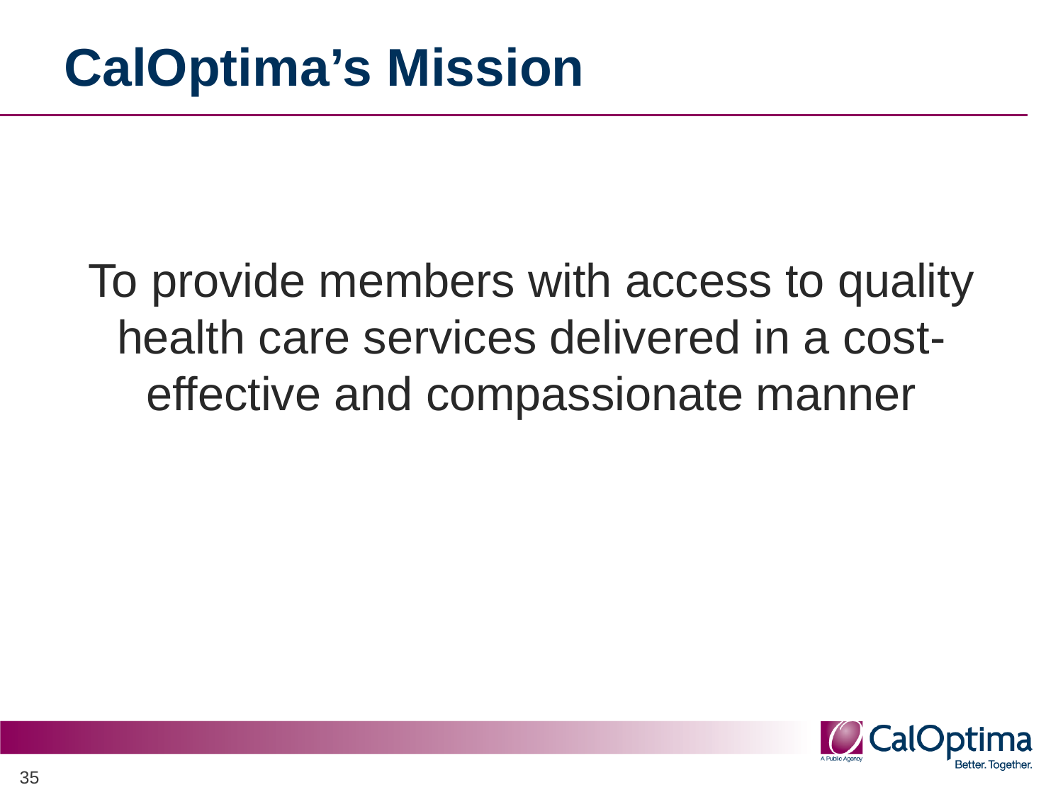# CalOptima's Mission

To provide members with access to quality health care services delivered in a cost-effective and compassionate manner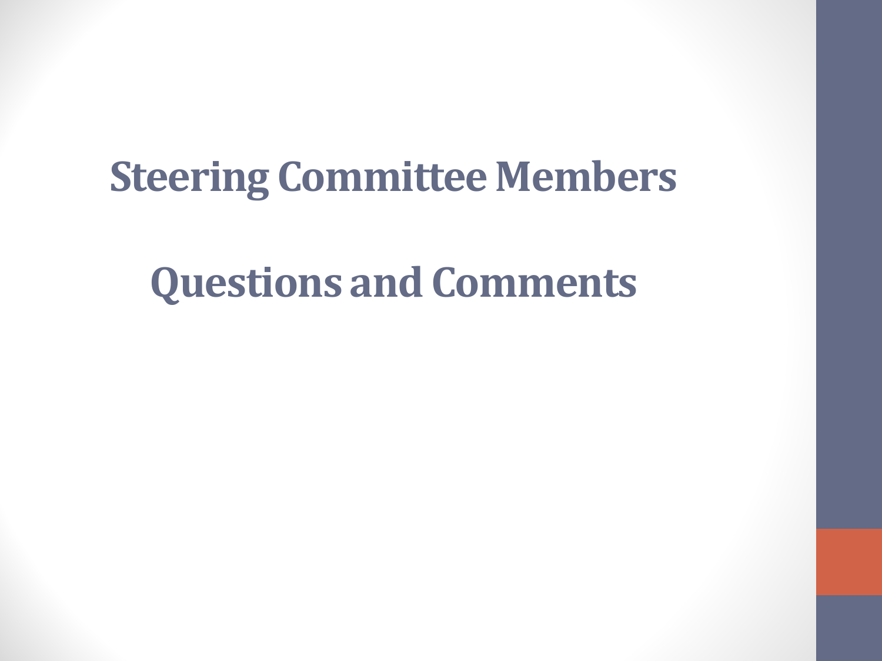# Steering Committee Members

# Questions and Comments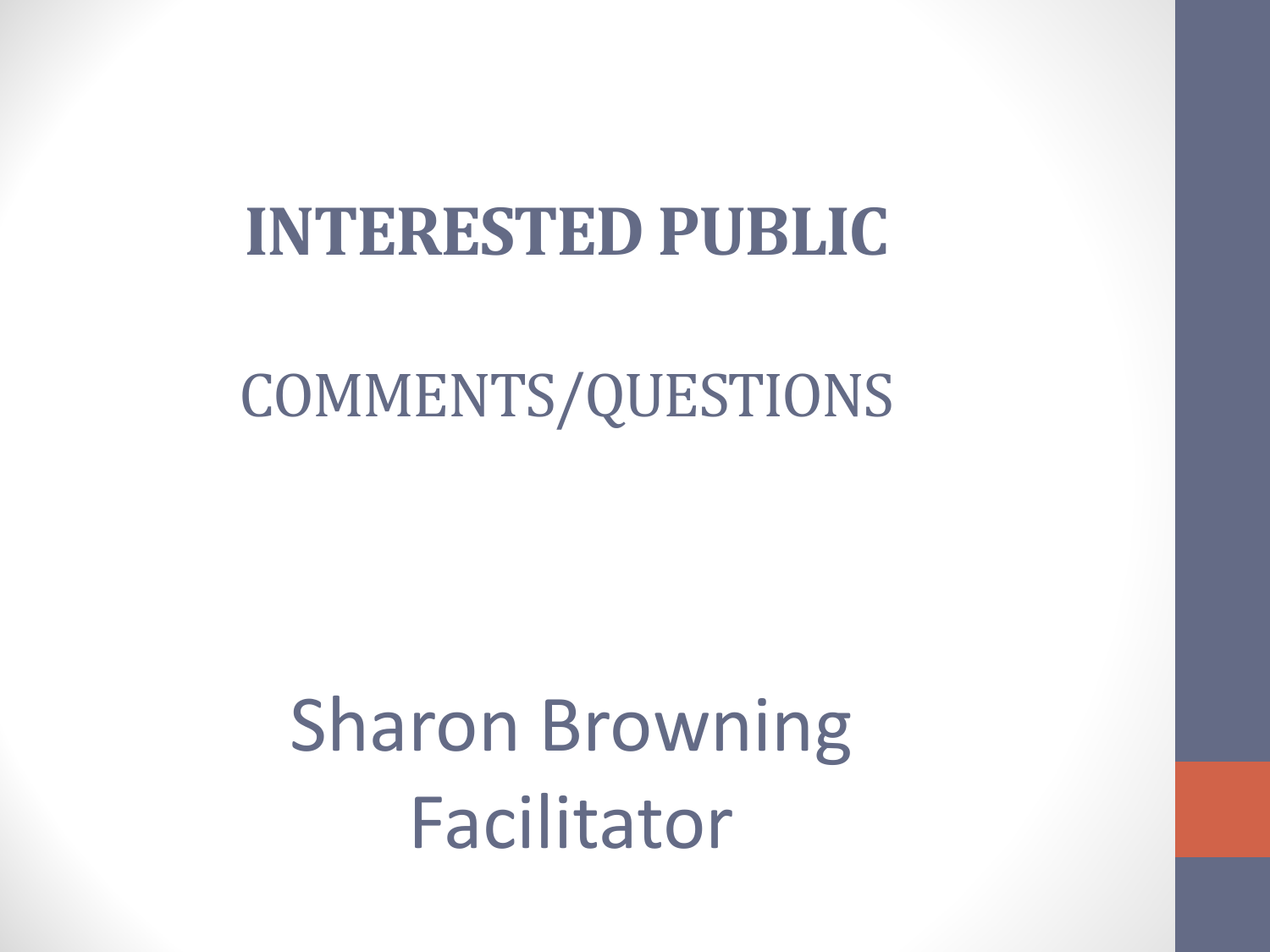# INTERESTED PUBLIC

COMMENTS/QUESTIONS

Sharon Browning
Facilitator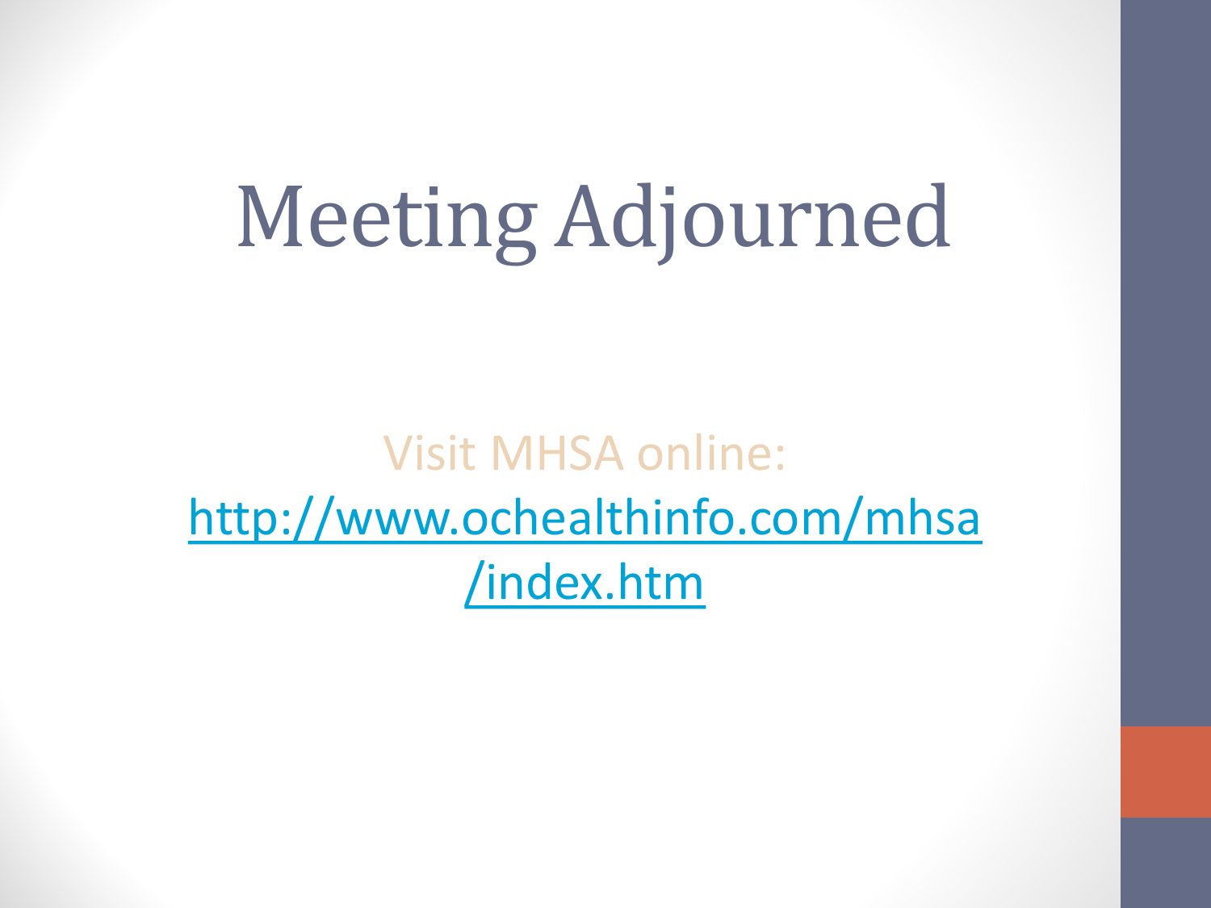# Meeting Adjourned

Visit MHSA online:
[http://www.ochealthinfo.com/mhsa/index.htm](http://www.ochealthinfo.com/mhsa/index.htm)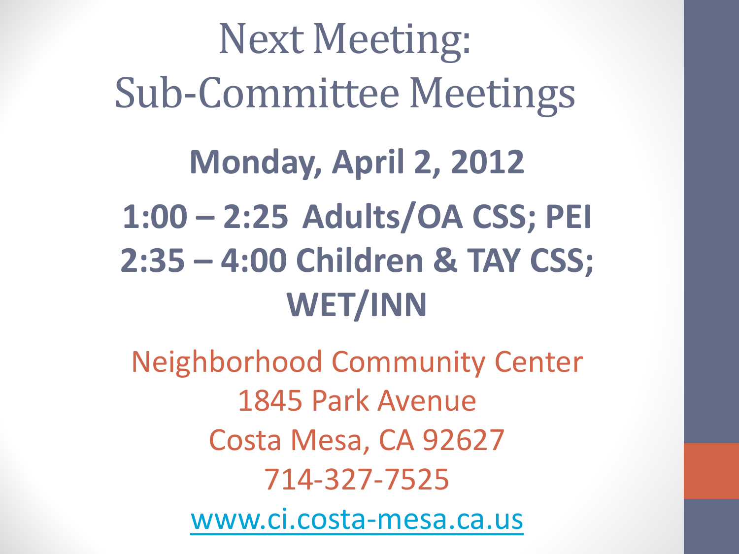# Next Meeting:
# Sub-Committee Meetings

**Monday, April 2, 2012**

**1:00 – 2:25 Adults/OA CSS; PEI**

**2:35 – 4:00 Children & TAY CSS; WET/INN**

Neighborhood Community Center
1845 Park Avenue
Costa Mesa, CA 92627
714-327-7525
www.ci.costa-mesa.ca.us